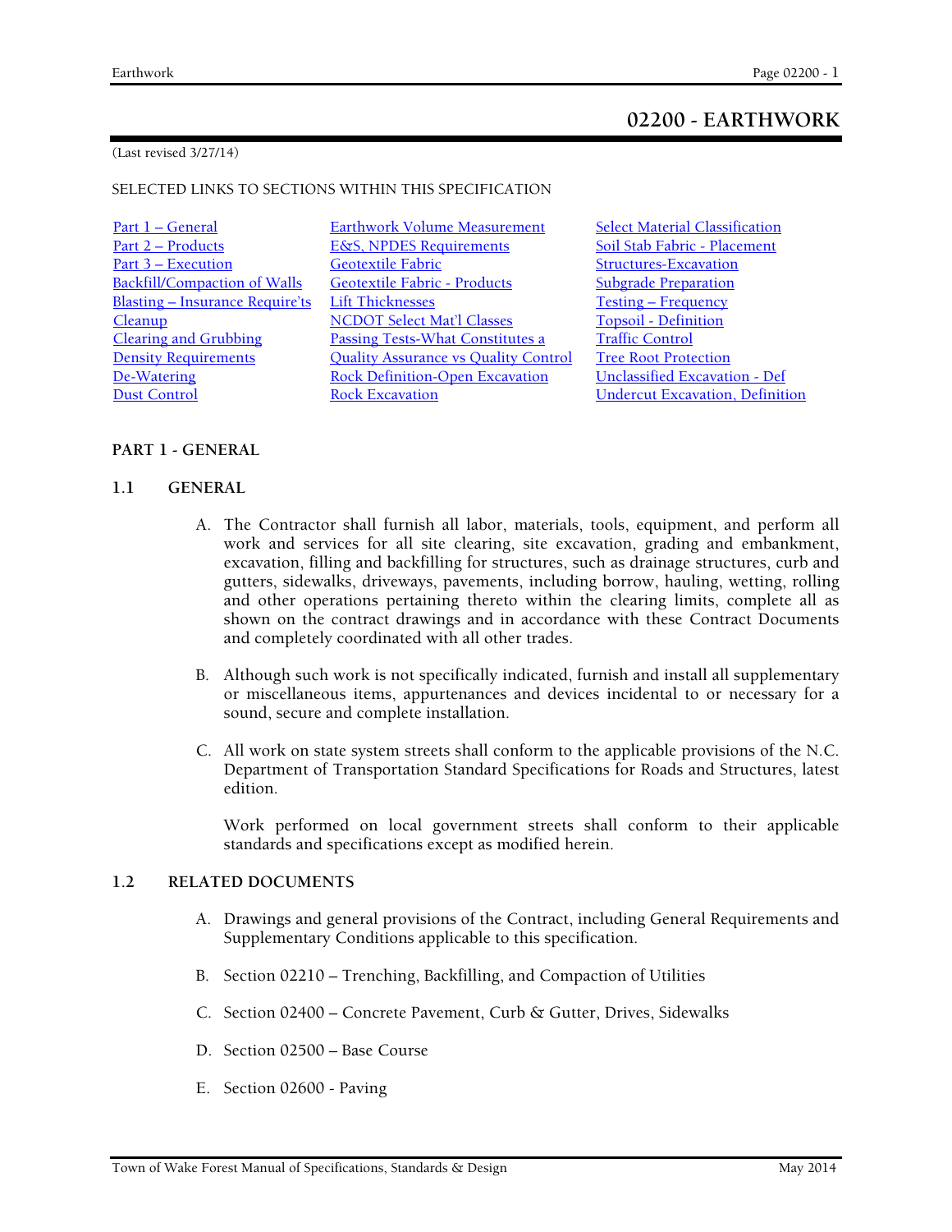# 02200 - EARTHWORK

(Last revised 3/27/14)

SELECTED LINKS TO SECTIONS WITHIN THIS SPECIFICATION

| | | |
|---|---|---|
| Part 1 – General | Earthwork Volume Measurement | Select Material Classification |
| Part 2 – Products | E&S, NPDES Requirements | Soil Stab Fabric - Placement |
| Part 3 – Execution | Geotextile Fabric | Structures-Excavation |
| Backfill/Compaction of Walls | Geotextile Fabric - Products | Subgrade Preparation |
| Blasting – Insurance Require'ts | Lift Thicknesses | Testing – Frequency |
| Cleanup | NCDOT Select Mat'l Classes | Topsoil - Definition |
| Clearing and Grubbing | Passing Tests-What Constitutes a | Traffic Control |
| Density Requirements | Quality Assurance vs Quality Control | Tree Root Protection |
| De-Watering | Rock Definition-Open Excavation | Unclassified Excavation - Def |
| Dust Control | Rock Excavation | Undercut Excavation, Definition |

## PART 1 - GENERAL

### 1.1 GENERAL

A. The Contractor shall furnish all labor, materials, tools, equipment, and perform all work and services for all site clearing, site excavation, grading and embankment, excavation, filling and backfilling for structures, such as drainage structures, curb and gutters, sidewalks, driveways, pavements, including borrow, hauling, wetting, rolling and other operations pertaining thereto within the clearing limits, complete all as shown on the contract drawings and in accordance with these Contract Documents and completely coordinated with all other trades.

B. Although such work is not specifically indicated, furnish and install all supplementary or miscellaneous items, appurtenances and devices incidental to or necessary for a sound, secure and complete installation.

C. All work on state system streets shall conform to the applicable provisions of the N.C. Department of Transportation Standard Specifications for Roads and Structures, latest edition.

Work performed on local government streets shall conform to their applicable standards and specifications except as modified herein.

### 1.2 RELATED DOCUMENTS

A. Drawings and general provisions of the Contract, including General Requirements and Supplementary Conditions applicable to this specification.

B. Section 02210 – Trenching, Backfilling, and Compaction of Utilities

C. Section 02400 – Concrete Pavement, Curb & Gutter, Drives, Sidewalks

D. Section 02500 – Base Course

E. Section 02600 - Paving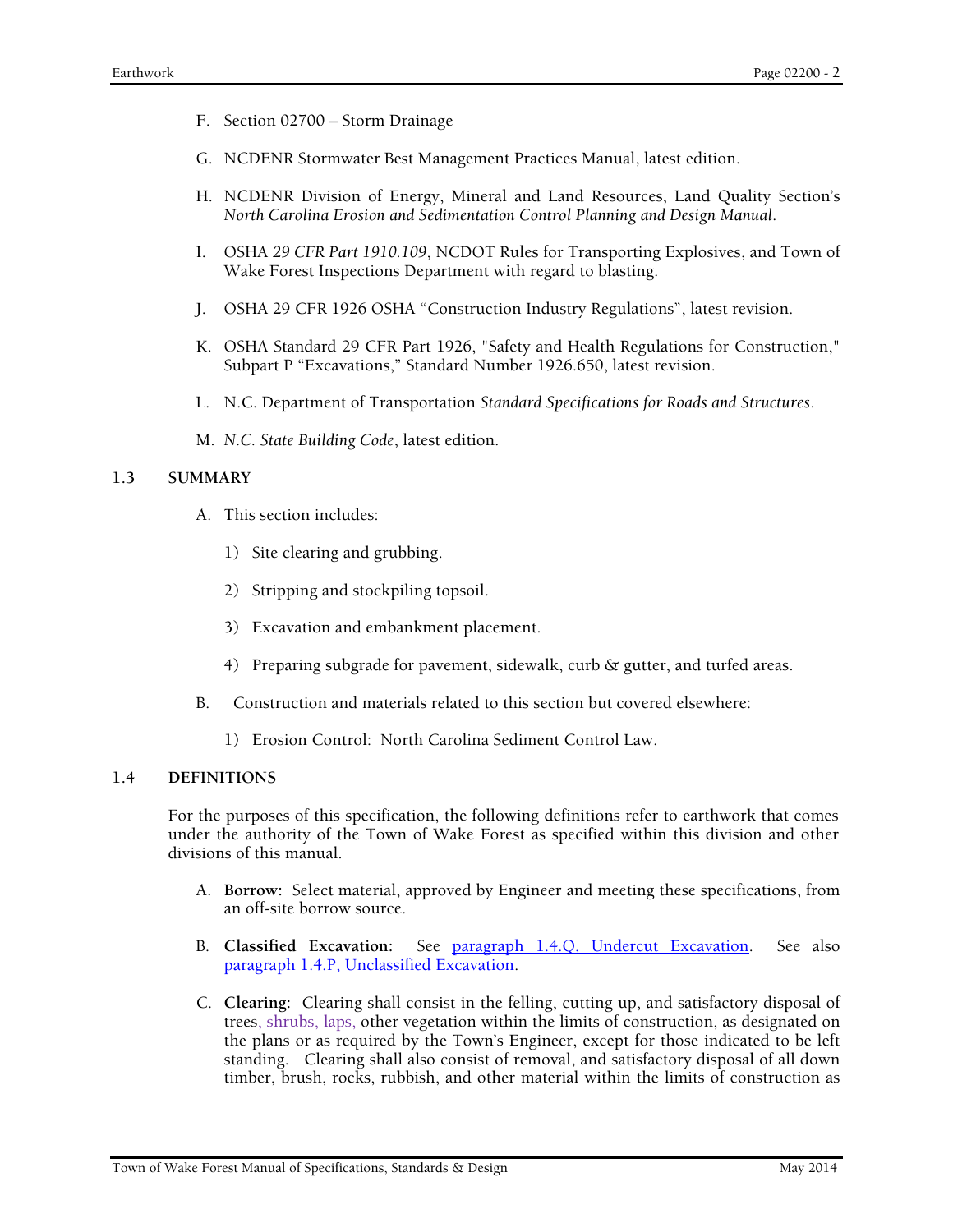F. Section 02700 – Storm Drainage

G. NCDENR Stormwater Best Management Practices Manual, latest edition.

H. NCDENR Division of Energy, Mineral and Land Resources, Land Quality Section's *North Carolina Erosion and Sedimentation Control Planning and Design Manual*.

I. OSHA *29 CFR Part 1910.109*, NCDOT Rules for Transporting Explosives, and Town of Wake Forest Inspections Department with regard to blasting.

J. OSHA 29 CFR 1926 OSHA "Construction Industry Regulations", latest revision.

K. OSHA Standard 29 CFR Part 1926, "Safety and Health Regulations for Construction," Subpart P "Excavations," Standard Number 1926.650, latest revision.

L. N.C. Department of Transportation *Standard Specifications for Roads and Structures*.

M. *N.C. State Building Code*, latest edition.

## 1.3 SUMMARY

A. This section includes:

1) Site clearing and grubbing.

2) Stripping and stockpiling topsoil.

3) Excavation and embankment placement.

4) Preparing subgrade for pavement, sidewalk, curb & gutter, and turfed areas.

B. Construction and materials related to this section but covered elsewhere:

1) Erosion Control: North Carolina Sediment Control Law.

## 1.4 DEFINITIONS

For the purposes of this specification, the following definitions refer to earthwork that comes under the authority of the Town of Wake Forest as specified within this division and other divisions of this manual.

A. **Borrow:** Select material, approved by Engineer and meeting these specifications, from an off-site borrow source.

B. **Classified Excavation:** See paragraph 1.4.Q, Undercut Excavation. See also paragraph 1.4.P, Unclassified Excavation.

C. **Clearing:** Clearing shall consist in the felling, cutting up, and satisfactory disposal of trees, shrubs, laps, other vegetation within the limits of construction, as designated on the plans or as required by the Town's Engineer, except for those indicated to be left standing. Clearing shall also consist of removal, and satisfactory disposal of all down timber, brush, rocks, rubbish, and other material within the limits of construction as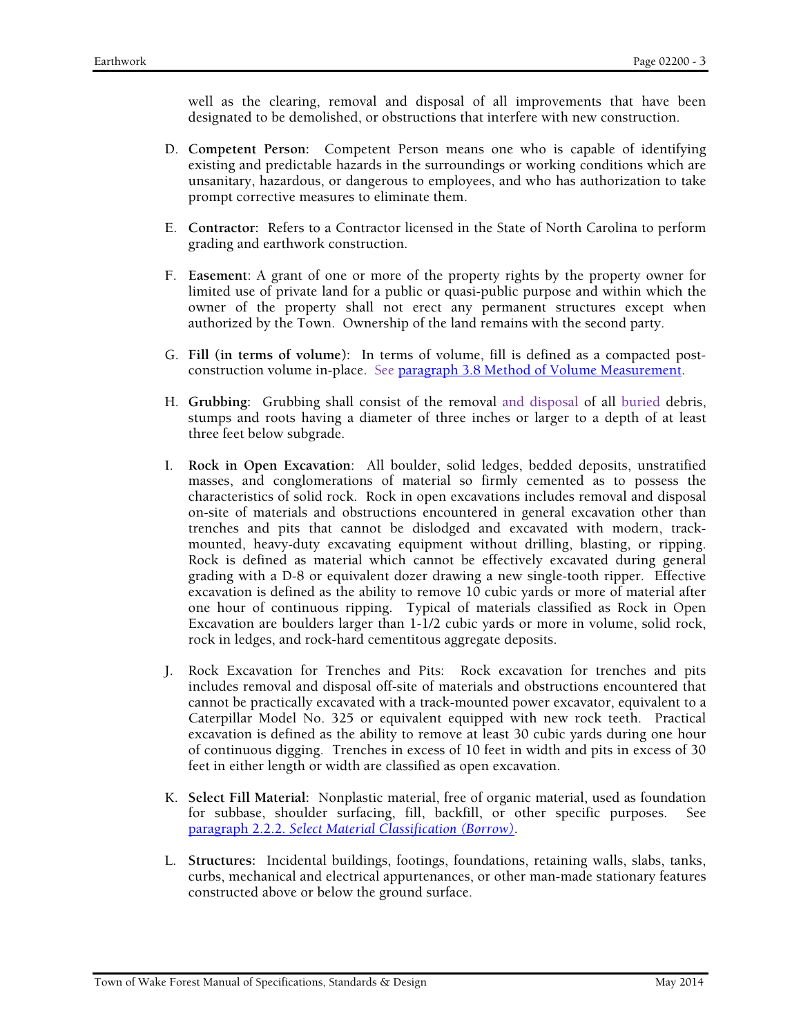well as the clearing, removal and disposal of all improvements that have been designated to be demolished, or obstructions that interfere with new construction.

D. **Competent Person:** Competent Person means one who is capable of identifying existing and predictable hazards in the surroundings or working conditions which are unsanitary, hazardous, or dangerous to employees, and who has authorization to take prompt corrective measures to eliminate them.

E. **Contractor:** Refers to a Contractor licensed in the State of North Carolina to perform grading and earthwork construction.

F. **Easement**: A grant of one or more of the property rights by the property owner for limited use of private land for a public or quasi-public purpose and within which the owner of the property shall not erect any permanent structures except when authorized by the Town. Ownership of the land remains with the second party.

G. **Fill (in terms of volume):** In terms of volume, fill is defined as a compacted post-construction volume in-place. See paragraph 3.8 Method of Volume Measurement.

H. **Grubbing:** Grubbing shall consist of the removal and disposal of all buried debris, stumps and roots having a diameter of three inches or larger to a depth of at least three feet below subgrade.

I. **Rock in Open Excavation**: All boulder, solid ledges, bedded deposits, unstratified masses, and conglomerations of material so firmly cemented as to possess the characteristics of solid rock. Rock in open excavations includes removal and disposal on-site of materials and obstructions encountered in general excavation other than trenches and pits that cannot be dislodged and excavated with modern, track-mounted, heavy-duty excavating equipment without drilling, blasting, or ripping. Rock is defined as material which cannot be effectively excavated during general grading with a D-8 or equivalent dozer drawing a new single-tooth ripper. Effective excavation is defined as the ability to remove 10 cubic yards or more of material after one hour of continuous ripping. Typical of materials classified as Rock in Open Excavation are boulders larger than 1-1/2 cubic yards or more in volume, solid rock, rock in ledges, and rock-hard cementitous aggregate deposits.

J. Rock Excavation for Trenches and Pits: Rock excavation for trenches and pits includes removal and disposal off-site of materials and obstructions encountered that cannot be practically excavated with a track-mounted power excavator, equivalent to a Caterpillar Model No. 325 or equivalent equipped with new rock teeth. Practical excavation is defined as the ability to remove at least 30 cubic yards during one hour of continuous digging. Trenches in excess of 10 feet in width and pits in excess of 30 feet in either length or width are classified as open excavation.

K. **Select Fill Material:** Nonplastic material, free of organic material, used as foundation for subbase, shoulder surfacing, fill, backfill, or other specific purposes. See paragraph 2.2.2. *Select Material Classification (Borrow)*.

L. **Structures:** Incidental buildings, footings, foundations, retaining walls, slabs, tanks, curbs, mechanical and electrical appurtenances, or other man-made stationary features constructed above or below the ground surface.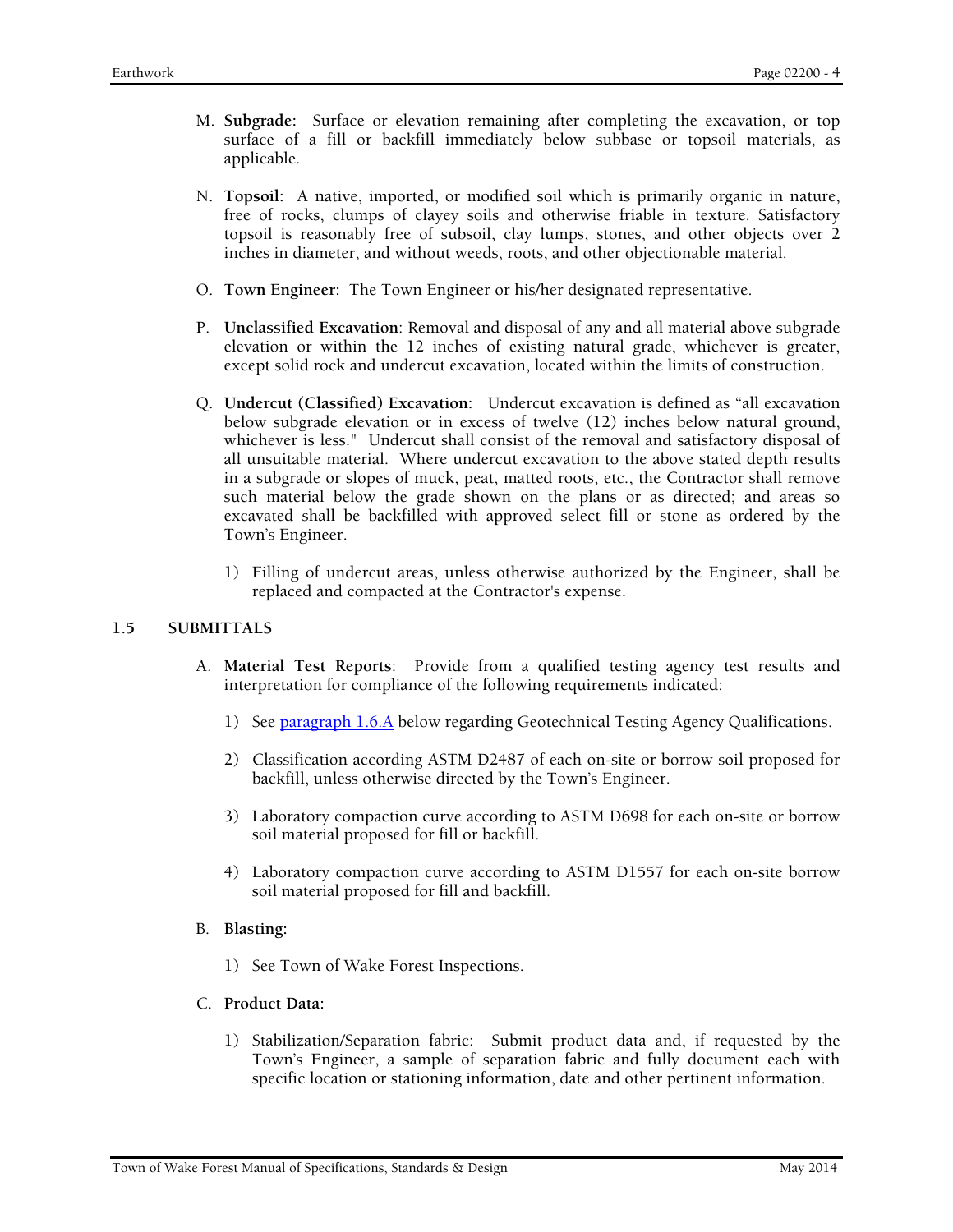M. **Subgrade**: Surface or elevation remaining after completing the excavation, or top surface of a fill or backfill immediately below subbase or topsoil materials, as applicable.

N. **Topsoil:** A native, imported, or modified soil which is primarily organic in nature, free of rocks, clumps of clayey soils and otherwise friable in texture. Satisfactory topsoil is reasonably free of subsoil, clay lumps, stones, and other objects over 2 inches in diameter, and without weeds, roots, and other objectionable material.

O. **Town Engineer:** The Town Engineer or his/her designated representative.

P. **Unclassified Excavation**: Removal and disposal of any and all material above subgrade elevation or within the 12 inches of existing natural grade, whichever is greater, except solid rock and undercut excavation, located within the limits of construction.

Q. **Undercut (Classified) Excavation:** Undercut excavation is defined as "all excavation below subgrade elevation or in excess of twelve (12) inches below natural ground, whichever is less." Undercut shall consist of the removal and satisfactory disposal of all unsuitable material. Where undercut excavation to the above stated depth results in a subgrade or slopes of muck, peat, matted roots, etc., the Contractor shall remove such material below the grade shown on the plans or as directed; and areas so excavated shall be backfilled with approved select fill or stone as ordered by the Town's Engineer.

   1) Filling of undercut areas, unless otherwise authorized by the Engineer, shall be replaced and compacted at the Contractor's expense.

## 1.5 SUBMITTALS

A. **Material Test Reports**: Provide from a qualified testing agency test results and interpretation for compliance of the following requirements indicated:

   1) See paragraph 1.6.A below regarding Geotechnical Testing Agency Qualifications.

   2) Classification according ASTM D2487 of each on-site or borrow soil proposed for backfill, unless otherwise directed by the Town's Engineer.

   3) Laboratory compaction curve according to ASTM D698 for each on-site or borrow soil material proposed for fill or backfill.

   4) Laboratory compaction curve according to ASTM D1557 for each on-site borrow soil material proposed for fill and backfill.

B. **Blasting:**

   1) See Town of Wake Forest Inspections.

C. **Product Data:**

   1) Stabilization/Separation fabric: Submit product data and, if requested by the Town's Engineer, a sample of separation fabric and fully document each with specific location or stationing information, date and other pertinent information.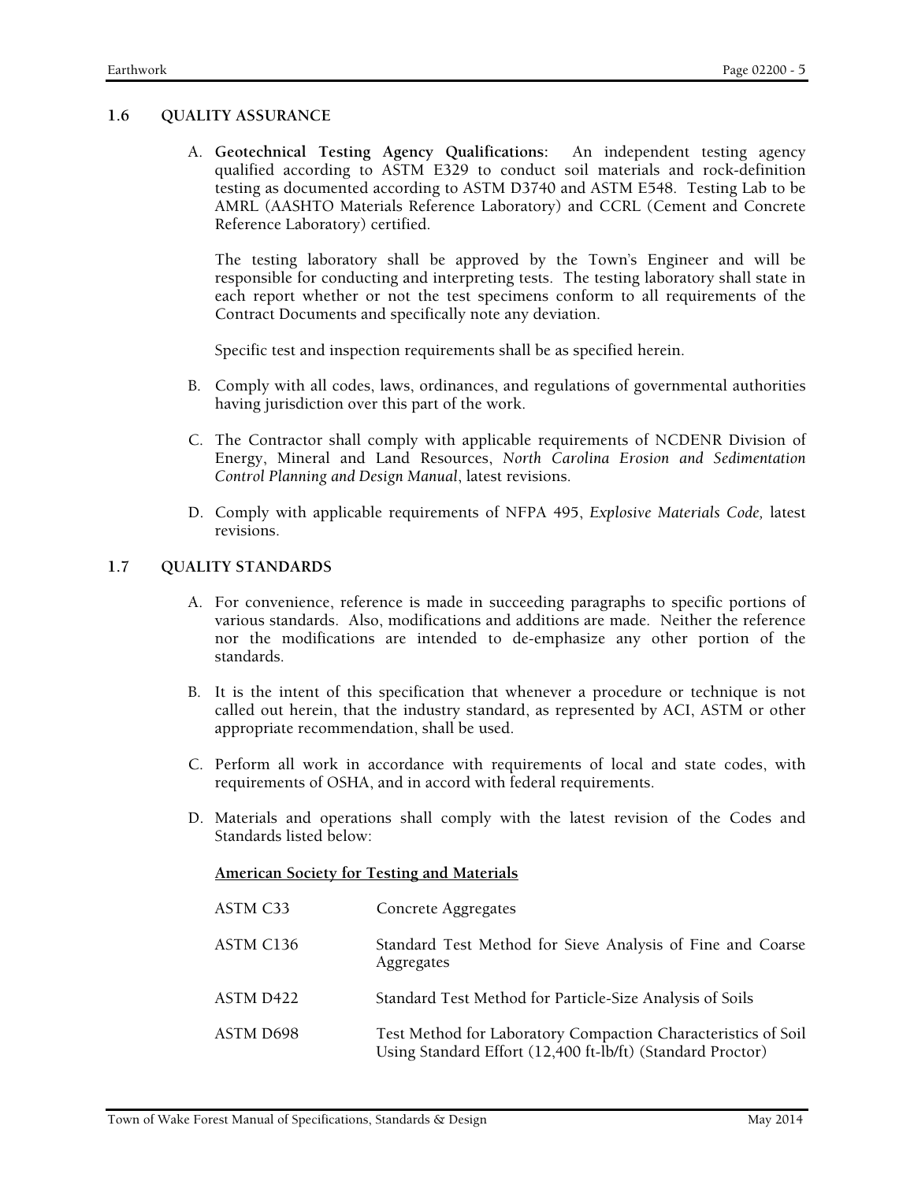## 1.6 QUALITY ASSURANCE

A. **Geotechnical Testing Agency Qualifications:** An independent testing agency qualified according to ASTM E329 to conduct soil materials and rock-definition testing as documented according to ASTM D3740 and ASTM E548. Testing Lab to be AMRL (AASHTO Materials Reference Laboratory) and CCRL (Cement and Concrete Reference Laboratory) certified.

   The testing laboratory shall be approved by the Town's Engineer and will be responsible for conducting and interpreting tests. The testing laboratory shall state in each report whether or not the test specimens conform to all requirements of the Contract Documents and specifically note any deviation.

   Specific test and inspection requirements shall be as specified herein.

B. Comply with all codes, laws, ordinances, and regulations of governmental authorities having jurisdiction over this part of the work.

C. The Contractor shall comply with applicable requirements of NCDENR Division of Energy, Mineral and Land Resources, *North Carolina Erosion and Sedimentation Control Planning and Design Manual*, latest revisions.

D. Comply with applicable requirements of NFPA 495, *Explosive Materials Code,* latest revisions.

## 1.7 QUALITY STANDARDS

A. For convenience, reference is made in succeeding paragraphs to specific portions of various standards. Also, modifications and additions are made. Neither the reference nor the modifications are intended to de-emphasize any other portion of the standards.

B. It is the intent of this specification that whenever a procedure or technique is not called out herein, that the industry standard, as represented by ACI, ASTM or other appropriate recommendation, shall be used.

C. Perform all work in accordance with requirements of local and state codes, with requirements of OSHA, and in accord with federal requirements.

D. Materials and operations shall comply with the latest revision of the Codes and Standards listed below:

   <u>**American Society for Testing and Materials**</u>

| | |
|---|---|
| ASTM C33 | Concrete Aggregates |
| ASTM C136 | Standard Test Method for Sieve Analysis of Fine and Coarse Aggregates |
| ASTM D422 | Standard Test Method for Particle-Size Analysis of Soils |
| ASTM D698 | Test Method for Laboratory Compaction Characteristics of Soil Using Standard Effort (12,400 ft-lb/ft) (Standard Proctor) |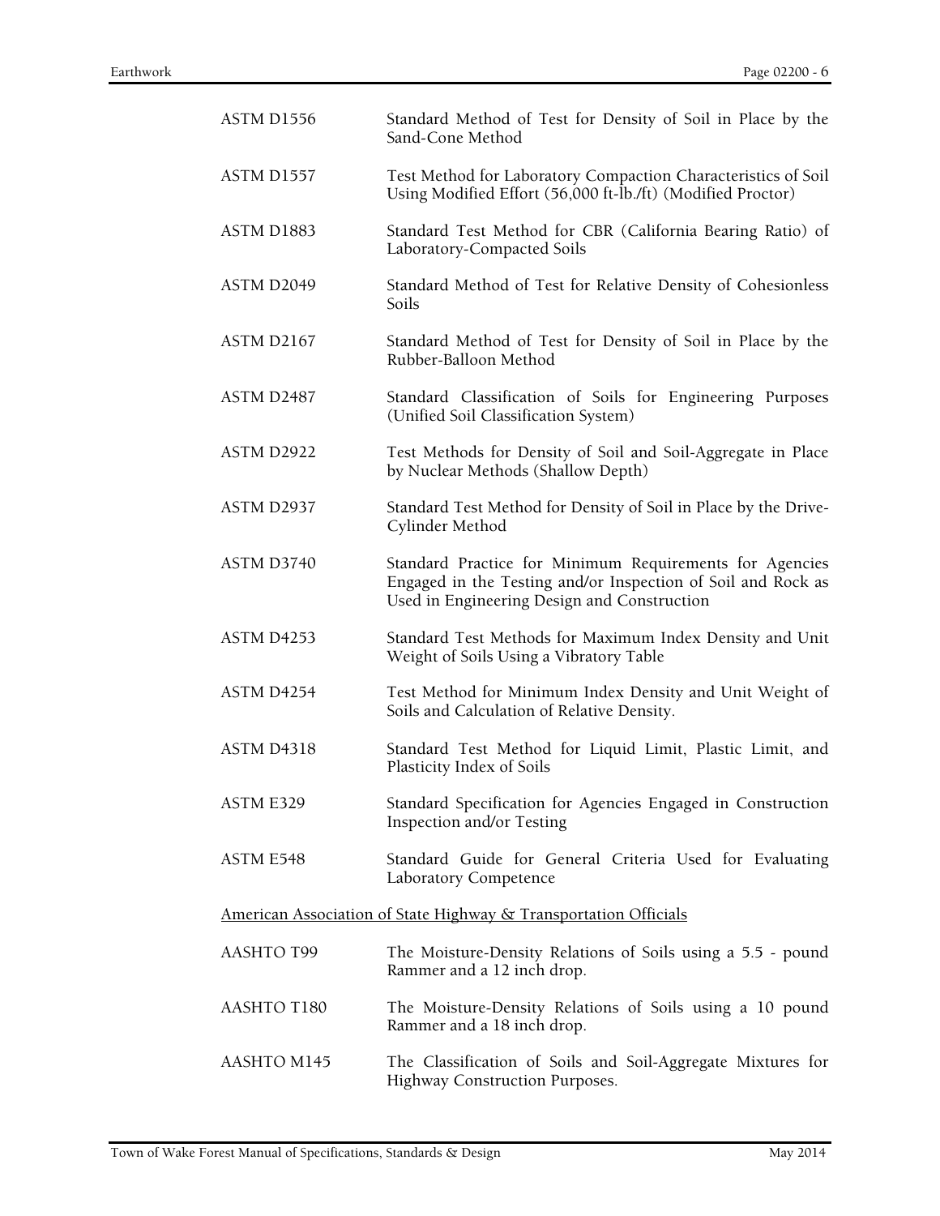| | |
|---|---|
| ASTM D1556 | Standard Method of Test for Density of Soil in Place by the Sand-Cone Method |
| ASTM D1557 | Test Method for Laboratory Compaction Characteristics of Soil Using Modified Effort (56,000 ft-lb./ft) (Modified Proctor) |
| ASTM D1883 | Standard Test Method for CBR (California Bearing Ratio) of Laboratory-Compacted Soils |
| ASTM D2049 | Standard Method of Test for Relative Density of Cohesionless Soils |
| ASTM D2167 | Standard Method of Test for Density of Soil in Place by the Rubber-Balloon Method |
| ASTM D2487 | Standard Classification of Soils for Engineering Purposes (Unified Soil Classification System) |
| ASTM D2922 | Test Methods for Density of Soil and Soil-Aggregate in Place by Nuclear Methods (Shallow Depth) |
| ASTM D2937 | Standard Test Method for Density of Soil in Place by the Drive-Cylinder Method |
| ASTM D3740 | Standard Practice for Minimum Requirements for Agencies Engaged in the Testing and/or Inspection of Soil and Rock as Used in Engineering Design and Construction |
| ASTM D4253 | Standard Test Methods for Maximum Index Density and Unit Weight of Soils Using a Vibratory Table |
| ASTM D4254 | Test Method for Minimum Index Density and Unit Weight of Soils and Calculation of Relative Density. |
| ASTM D4318 | Standard Test Method for Liquid Limit, Plastic Limit, and Plasticity Index of Soils |
| ASTM E329 | Standard Specification for Agencies Engaged in Construction Inspection and/or Testing |
| ASTM E548 | Standard Guide for General Criteria Used for Evaluating Laboratory Competence |

American Association of State Highway & Transportation Officials

| | |
|---|---|
| AASHTO T99 | The Moisture-Density Relations of Soils using a 5.5 - pound Rammer and a 12 inch drop. |
| AASHTO T180 | The Moisture-Density Relations of Soils using a 10 pound Rammer and a 18 inch drop. |
| AASHTO M145 | The Classification of Soils and Soil-Aggregate Mixtures for Highway Construction Purposes. |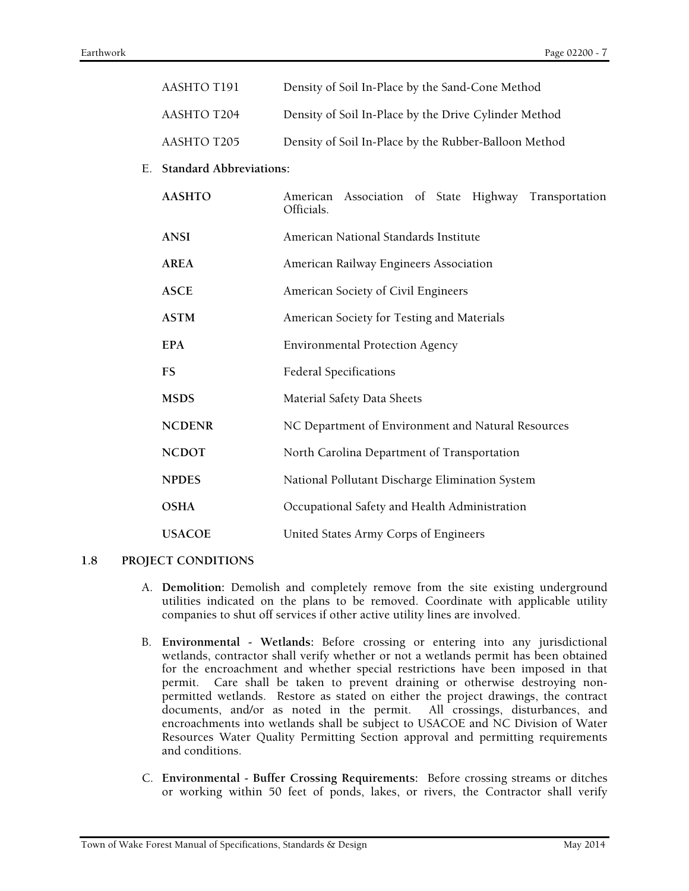| | |
|---|---|
| AASHTO T191 | Density of Soil In-Place by the Sand-Cone Method |
| AASHTO T204 | Density of Soil In-Place by the Drive Cylinder Method |
| AASHTO T205 | Density of Soil In-Place by the Rubber-Balloon Method |

E. **Standard Abbreviations:**

| | |
|---|---|
| **AASHTO** | American Association of State Highway Transportation Officials. |
| **ANSI** | American National Standards Institute |
| **AREA** | American Railway Engineers Association |
| **ASCE** | American Society of Civil Engineers |
| **ASTM** | American Society for Testing and Materials |
| **EPA** | Environmental Protection Agency |
| **FS** | Federal Specifications |
| **MSDS** | Material Safety Data Sheets |
| **NCDENR** | NC Department of Environment and Natural Resources |
| **NCDOT** | North Carolina Department of Transportation |
| **NPDES** | National Pollutant Discharge Elimination System |
| **OSHA** | Occupational Safety and Health Administration |
| **USACOE** | United States Army Corps of Engineers |

## 1.8 PROJECT CONDITIONS

A. **Demolition:** Demolish and completely remove from the site existing underground utilities indicated on the plans to be removed. Coordinate with applicable utility companies to shut off services if other active utility lines are involved.

B. **Environmental - Wetlands**: Before crossing or entering into any jurisdictional wetlands, contractor shall verify whether or not a wetlands permit has been obtained for the encroachment and whether special restrictions have been imposed in that permit. Care shall be taken to prevent draining or otherwise destroying non-permitted wetlands. Restore as stated on either the project drawings, the contract documents, and/or as noted in the permit. All crossings, disturbances, and encroachments into wetlands shall be subject to USACOE and NC Division of Water Resources Water Quality Permitting Section approval and permitting requirements and conditions.

C. **Environmental - Buffer Crossing Requirements:** Before crossing streams or ditches or working within 50 feet of ponds, lakes, or rivers, the Contractor shall verify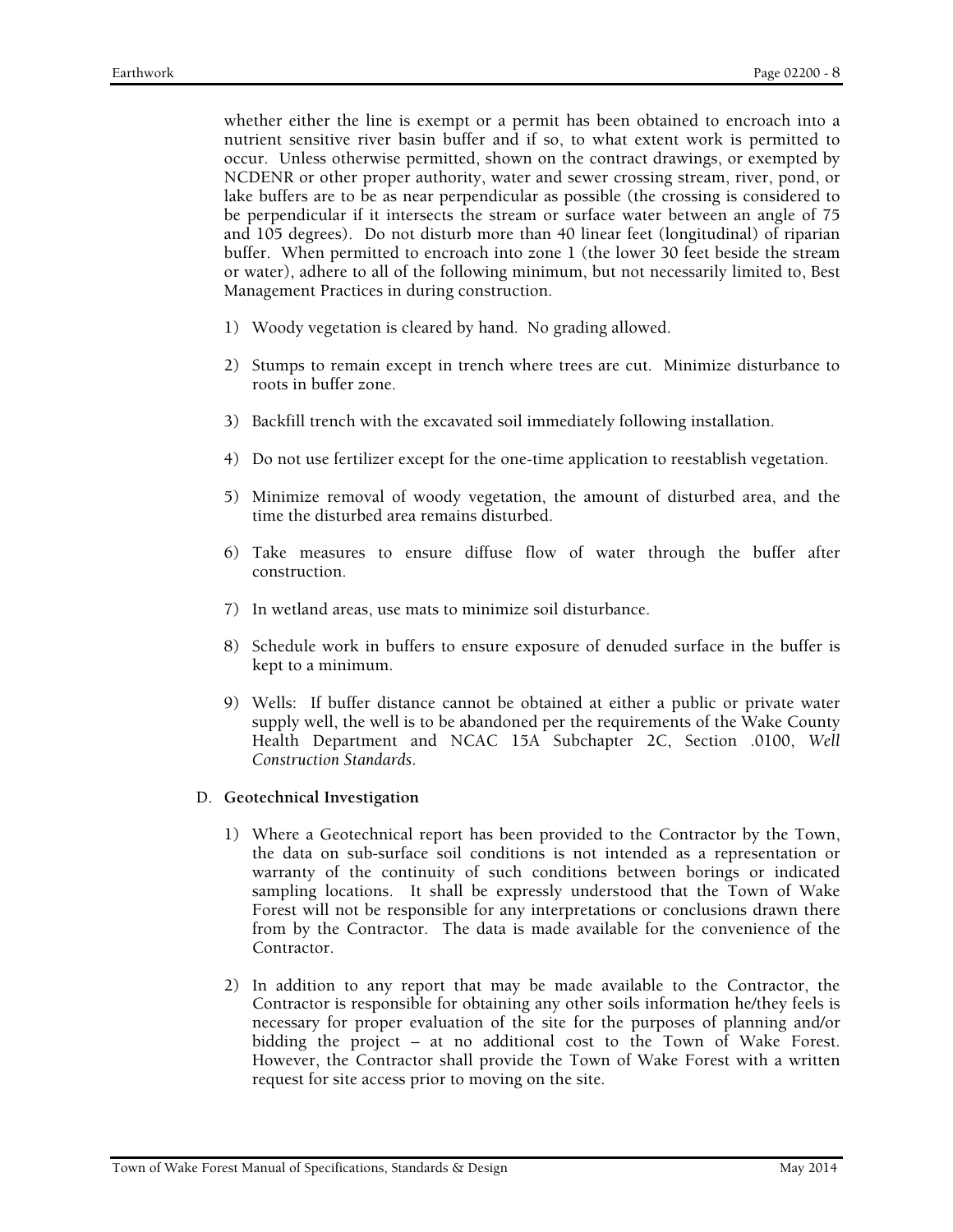whether either the line is exempt or a permit has been obtained to encroach into a nutrient sensitive river basin buffer and if so, to what extent work is permitted to occur. Unless otherwise permitted, shown on the contract drawings, or exempted by NCDENR or other proper authority, water and sewer crossing stream, river, pond, or lake buffers are to be as near perpendicular as possible (the crossing is considered to be perpendicular if it intersects the stream or surface water between an angle of 75 and 105 degrees). Do not disturb more than 40 linear feet (longitudinal) of riparian buffer. When permitted to encroach into zone 1 (the lower 30 feet beside the stream or water), adhere to all of the following minimum, but not necessarily limited to, Best Management Practices in during construction.

1) Woody vegetation is cleared by hand. No grading allowed.

2) Stumps to remain except in trench where trees are cut. Minimize disturbance to roots in buffer zone.

3) Backfill trench with the excavated soil immediately following installation.

4) Do not use fertilizer except for the one-time application to reestablish vegetation.

5) Minimize removal of woody vegetation, the amount of disturbed area, and the time the disturbed area remains disturbed.

6) Take measures to ensure diffuse flow of water through the buffer after construction.

7) In wetland areas, use mats to minimize soil disturbance.

8) Schedule work in buffers to ensure exposure of denuded surface in the buffer is kept to a minimum.

9) Wells: If buffer distance cannot be obtained at either a public or private water supply well, the well is to be abandoned per the requirements of the Wake County Health Department and NCAC 15A Subchapter 2C, Section .0100, *Well Construction Standards*.

D. **Geotechnical Investigation**

1) Where a Geotechnical report has been provided to the Contractor by the Town, the data on sub-surface soil conditions is not intended as a representation or warranty of the continuity of such conditions between borings or indicated sampling locations. It shall be expressly understood that the Town of Wake Forest will not be responsible for any interpretations or conclusions drawn there from by the Contractor. The data is made available for the convenience of the Contractor.

2) In addition to any report that may be made available to the Contractor, the Contractor is responsible for obtaining any other soils information he/they feels is necessary for proper evaluation of the site for the purposes of planning and/or bidding the project – at no additional cost to the Town of Wake Forest. However, the Contractor shall provide the Town of Wake Forest with a written request for site access prior to moving on the site.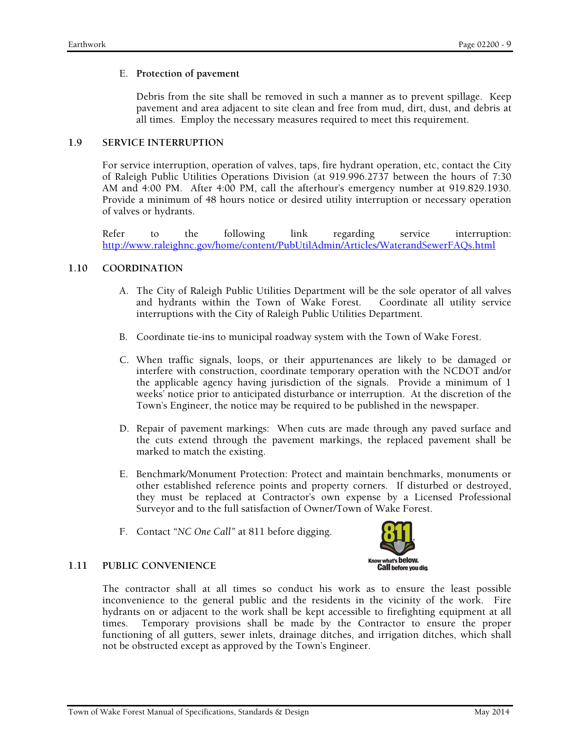E. **Protection of pavement**

Debris from the site shall be removed in such a manner as to prevent spillage. Keep pavement and area adjacent to site clean and free from mud, dirt, dust, and debris at all times. Employ the necessary measures required to meet this requirement.

## 1.9 SERVICE INTERRUPTION

For service interruption, operation of valves, taps, fire hydrant operation, etc, contact the City of Raleigh Public Utilities Operations Division (at 919.996.2737 between the hours of 7:30 AM and 4:00 PM. After 4:00 PM, call the afterhour's emergency number at 919.829.1930. Provide a minimum of 48 hours notice or desired utility interruption or necessary operation of valves or hydrants.

Refer to the following link regarding service interruption: http://www.raleighnc.gov/home/content/PubUtilAdmin/Articles/WaterandSewerFAQs.html

## 1.10 COORDINATION

A. The City of Raleigh Public Utilities Department will be the sole operator of all valves and hydrants within the Town of Wake Forest. Coordinate all utility service interruptions with the City of Raleigh Public Utilities Department.

B. Coordinate tie-ins to municipal roadway system with the Town of Wake Forest.

C. When traffic signals, loops, or their appurtenances are likely to be damaged or interfere with construction, coordinate temporary operation with the NCDOT and/or the applicable agency having jurisdiction of the signals. Provide a minimum of 1 weeks' notice prior to anticipated disturbance or interruption. At the discretion of the Town's Engineer, the notice may be required to be published in the newspaper.

D. Repair of pavement markings: When cuts are made through any paved surface and the cuts extend through the pavement markings, the replaced pavement shall be marked to match the existing.

E. Benchmark/Monument Protection: Protect and maintain benchmarks, monuments or other established reference points and property corners. If disturbed or destroyed, they must be replaced at Contractor's own expense by a Licensed Professional Surveyor and to the full satisfaction of Owner/Town of Wake Forest.

F. Contact *"NC One Call"* at 811 before digging.

811 Know what's below. Call before you dig.

## 1.11 PUBLIC CONVENIENCE

The contractor shall at all times so conduct his work as to ensure the least possible inconvenience to the general public and the residents in the vicinity of the work. Fire hydrants on or adjacent to the work shall be kept accessible to firefighting equipment at all times. Temporary provisions shall be made by the Contractor to ensure the proper functioning of all gutters, sewer inlets, drainage ditches, and irrigation ditches, which shall not be obstructed except as approved by the Town's Engineer.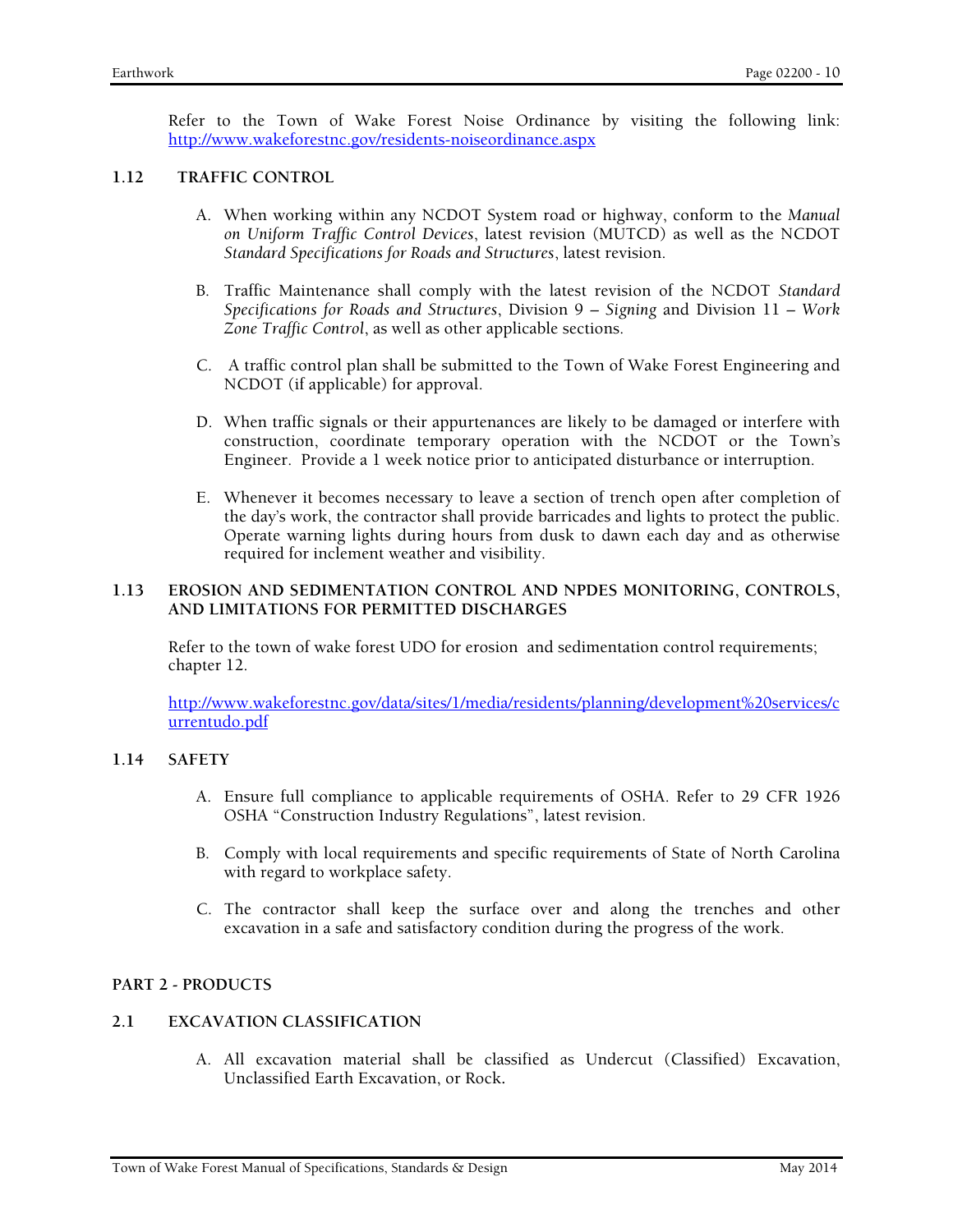Refer to the Town of Wake Forest Noise Ordinance by visiting the following link: http://www.wakeforestnc.gov/residents-noiseordinance.aspx

## 1.12 TRAFFIC CONTROL

A. When working within any NCDOT System road or highway, conform to the *Manual on Uniform Traffic Control Devices*, latest revision (MUTCD) as well as the NCDOT *Standard Specifications for Roads and Structures*, latest revision.

B. Traffic Maintenance shall comply with the latest revision of the NCDOT *Standard Specifications for Roads and Structures*, Division 9 – *Signing* and Division 11 – *Work Zone Traffic Control*, as well as other applicable sections.

C. A traffic control plan shall be submitted to the Town of Wake Forest Engineering and NCDOT (if applicable) for approval.

D. When traffic signals or their appurtenances are likely to be damaged or interfere with construction, coordinate temporary operation with the NCDOT or the Town's Engineer. Provide a 1 week notice prior to anticipated disturbance or interruption.

E. Whenever it becomes necessary to leave a section of trench open after completion of the day's work, the contractor shall provide barricades and lights to protect the public. Operate warning lights during hours from dusk to dawn each day and as otherwise required for inclement weather and visibility.

## 1.13 EROSION AND SEDIMENTATION CONTROL AND NPDES MONITORING, CONTROLS, AND LIMITATIONS FOR PERMITTED DISCHARGES

Refer to the town of wake forest UDO for erosion and sedimentation control requirements; chapter 12.

http://www.wakeforestnc.gov/data/sites/1/media/residents/planning/development%20services/currentudo.pdf

## 1.14 SAFETY

A. Ensure full compliance to applicable requirements of OSHA. Refer to 29 CFR 1926 OSHA "Construction Industry Regulations", latest revision.

B. Comply with local requirements and specific requirements of State of North Carolina with regard to workplace safety.

C. The contractor shall keep the surface over and along the trenches and other excavation in a safe and satisfactory condition during the progress of the work.

# PART 2 - PRODUCTS

## 2.1 EXCAVATION CLASSIFICATION

A. All excavation material shall be classified as Undercut (Classified) Excavation, Unclassified Earth Excavation, or Rock.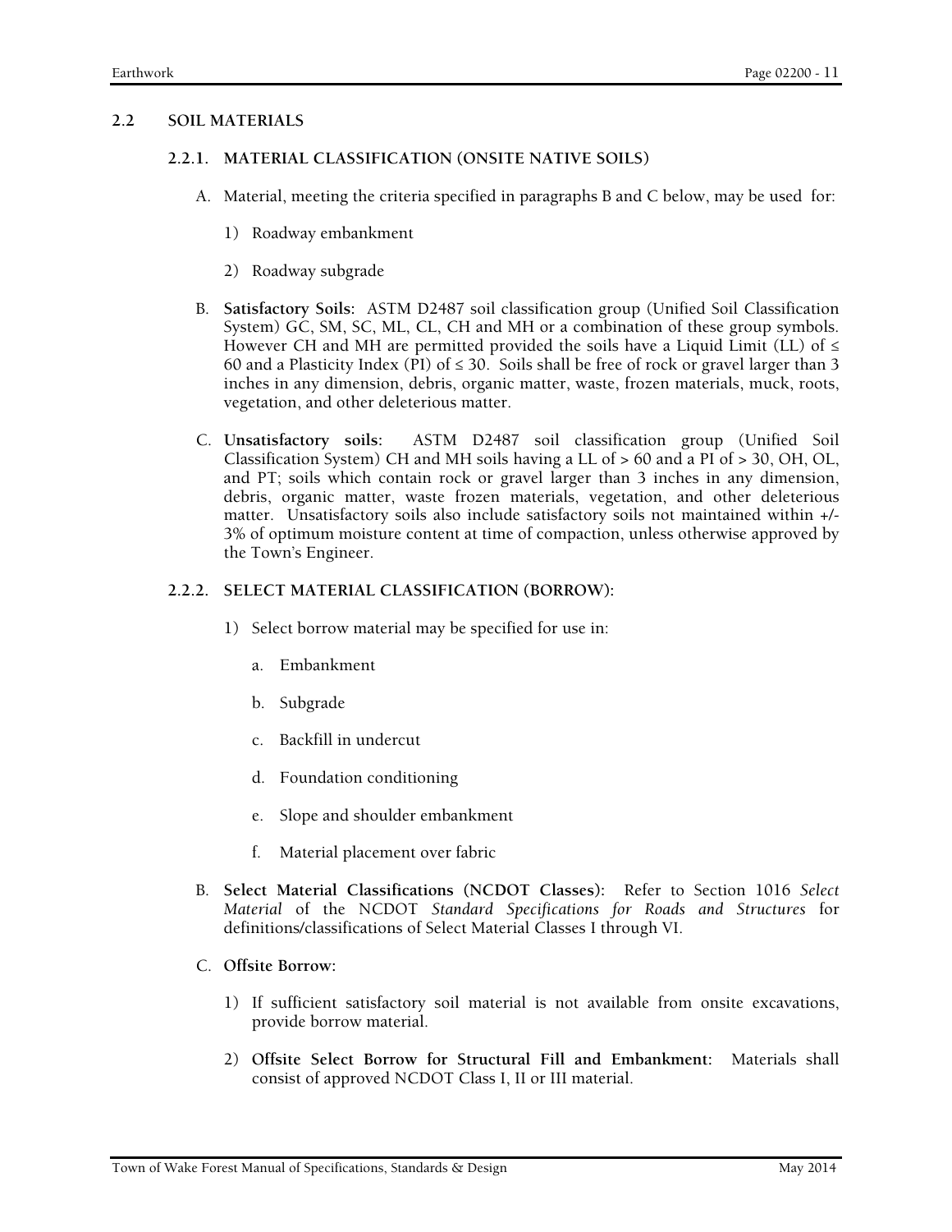## 2.2 SOIL MATERIALS

### 2.2.1. MATERIAL CLASSIFICATION (ONSITE NATIVE SOILS)

A. Material, meeting the criteria specified in paragraphs B and C below, may be used for:

1) Roadway embankment

2) Roadway subgrade

B. **Satisfactory Soils:** ASTM D2487 soil classification group (Unified Soil Classification System) GC, SM, SC, ML, CL, CH and MH or a combination of these group symbols. However CH and MH are permitted provided the soils have a Liquid Limit (LL) of ≤ 60 and a Plasticity Index (PI) of ≤ 30. Soils shall be free of rock or gravel larger than 3 inches in any dimension, debris, organic matter, waste, frozen materials, muck, roots, vegetation, and other deleterious matter.

C. **Unsatisfactory soils:** ASTM D2487 soil classification group (Unified Soil Classification System) CH and MH soils having a LL of > 60 and a PI of > 30, OH, OL, and PT; soils which contain rock or gravel larger than 3 inches in any dimension, debris, organic matter, waste frozen materials, vegetation, and other deleterious matter. Unsatisfactory soils also include satisfactory soils not maintained within +/- 3% of optimum moisture content at time of compaction, unless otherwise approved by the Town's Engineer.

### 2.2.2. SELECT MATERIAL CLASSIFICATION (BORROW):

1) Select borrow material may be specified for use in:

a. Embankment

b. Subgrade

c. Backfill in undercut

d. Foundation conditioning

e. Slope and shoulder embankment

f. Material placement over fabric

B. **Select Material Classifications (NCDOT Classes):** Refer to Section 1016 *Select Material* of the NCDOT *Standard Specifications for Roads and Structures* for definitions/classifications of Select Material Classes I through VI.

C. **Offsite Borrow:**

1) If sufficient satisfactory soil material is not available from onsite excavations, provide borrow material.

2) **Offsite Select Borrow for Structural Fill and Embankment:** Materials shall consist of approved NCDOT Class I, II or III material.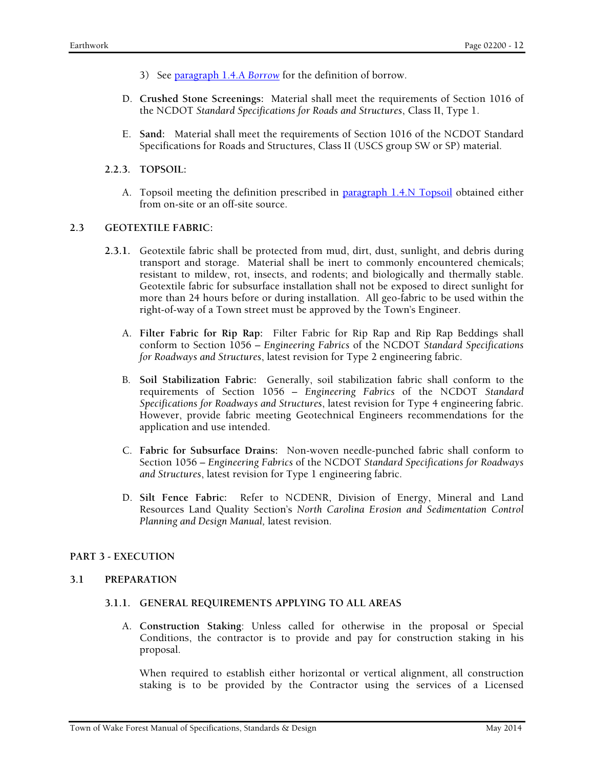3) See [paragraph 1.4.A *Borrow*] for the definition of borrow.

D. **Crushed Stone Screenings:** Material shall meet the requirements of Section 1016 of the NCDOT *Standard Specifications for Roads and Structures*, Class II, Type 1.

E. **Sand:** Material shall meet the requirements of Section 1016 of the NCDOT Standard Specifications for Roads and Structures, Class II (USCS group SW or SP) material.

#### 2.2.3. TOPSOIL:

A. Topsoil meeting the definition prescribed in [paragraph 1.4.N Topsoil] obtained either from on-site or an off-site source.

### 2.3 GEOTEXTILE FABRIC:

**2.3.1.** Geotextile fabric shall be protected from mud, dirt, dust, sunlight, and debris during transport and storage. Material shall be inert to commonly encountered chemicals; resistant to mildew, rot, insects, and rodents; and biologically and thermally stable. Geotextile fabric for subsurface installation shall not be exposed to direct sunlight for more than 24 hours before or during installation. All geo-fabric to be used within the right-of-way of a Town street must be approved by the Town's Engineer.

A. **Filter Fabric for Rip Rap:** Filter Fabric for Rip Rap and Rip Rap Beddings shall conform to Section 1056 – *Engineering Fabrics* of the NCDOT *Standard Specifications for Roadways and Structures*, latest revision for Type 2 engineering fabric.

B. **Soil Stabilization Fabric:** Generally, soil stabilization fabric shall conform to the requirements of Section 1056 – *Engineering Fabrics* of the NCDOT *Standard Specifications for Roadways and Structures*, latest revision for Type 4 engineering fabric. However, provide fabric meeting Geotechnical Engineers recommendations for the application and use intended.

C. **Fabric for Subsurface Drains:** Non-woven needle-punched fabric shall conform to Section 1056 – *Engineering Fabrics* of the NCDOT *Standard Specifications for Roadways and Structures*, latest revision for Type 1 engineering fabric.

D. **Silt Fence Fabric:** Refer to NCDENR, Division of Energy, Mineral and Land Resources Land Quality Section's *North Carolina Erosion and Sedimentation Control Planning and Design Manual,* latest revision.

## PART 3 - EXECUTION

### 3.1 PREPARATION

#### 3.1.1. GENERAL REQUIREMENTS APPLYING TO ALL AREAS

A. **Construction Staking**: Unless called for otherwise in the proposal or Special Conditions, the contractor is to provide and pay for construction staking in his proposal.

When required to establish either horizontal or vertical alignment, all construction staking is to be provided by the Contractor using the services of a Licensed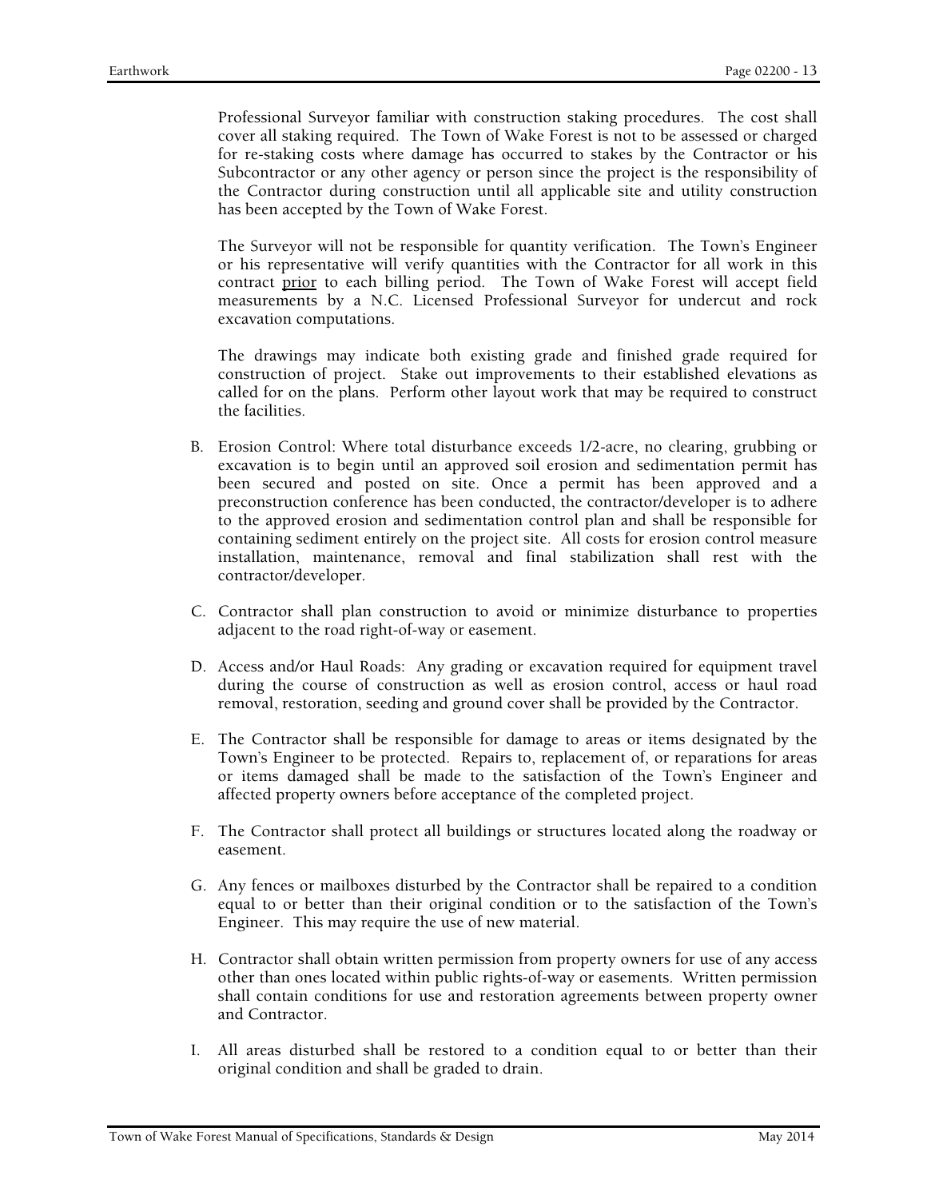Professional Surveyor familiar with construction staking procedures. The cost shall cover all staking required. The Town of Wake Forest is not to be assessed or charged for re-staking costs where damage has occurred to stakes by the Contractor or his Subcontractor or any other agency or person since the project is the responsibility of the Contractor during construction until all applicable site and utility construction has been accepted by the Town of Wake Forest.

The Surveyor will not be responsible for quantity verification. The Town's Engineer or his representative will verify quantities with the Contractor for all work in this contract <u>prior</u> to each billing period. The Town of Wake Forest will accept field measurements by a N.C. Licensed Professional Surveyor for undercut and rock excavation computations.

The drawings may indicate both existing grade and finished grade required for construction of project. Stake out improvements to their established elevations as called for on the plans. Perform other layout work that may be required to construct the facilities.

B. Erosion Control: Where total disturbance exceeds 1/2-acre, no clearing, grubbing or excavation is to begin until an approved soil erosion and sedimentation permit has been secured and posted on site. Once a permit has been approved and a preconstruction conference has been conducted, the contractor/developer is to adhere to the approved erosion and sedimentation control plan and shall be responsible for containing sediment entirely on the project site. All costs for erosion control measure installation, maintenance, removal and final stabilization shall rest with the contractor/developer.

C. Contractor shall plan construction to avoid or minimize disturbance to properties adjacent to the road right-of-way or easement.

D. Access and/or Haul Roads: Any grading or excavation required for equipment travel during the course of construction as well as erosion control, access or haul road removal, restoration, seeding and ground cover shall be provided by the Contractor.

E. The Contractor shall be responsible for damage to areas or items designated by the Town's Engineer to be protected. Repairs to, replacement of, or reparations for areas or items damaged shall be made to the satisfaction of the Town's Engineer and affected property owners before acceptance of the completed project.

F. The Contractor shall protect all buildings or structures located along the roadway or easement.

G. Any fences or mailboxes disturbed by the Contractor shall be repaired to a condition equal to or better than their original condition or to the satisfaction of the Town's Engineer. This may require the use of new material.

H. Contractor shall obtain written permission from property owners for use of any access other than ones located within public rights-of-way or easements. Written permission shall contain conditions for use and restoration agreements between property owner and Contractor.

I. All areas disturbed shall be restored to a condition equal to or better than their original condition and shall be graded to drain.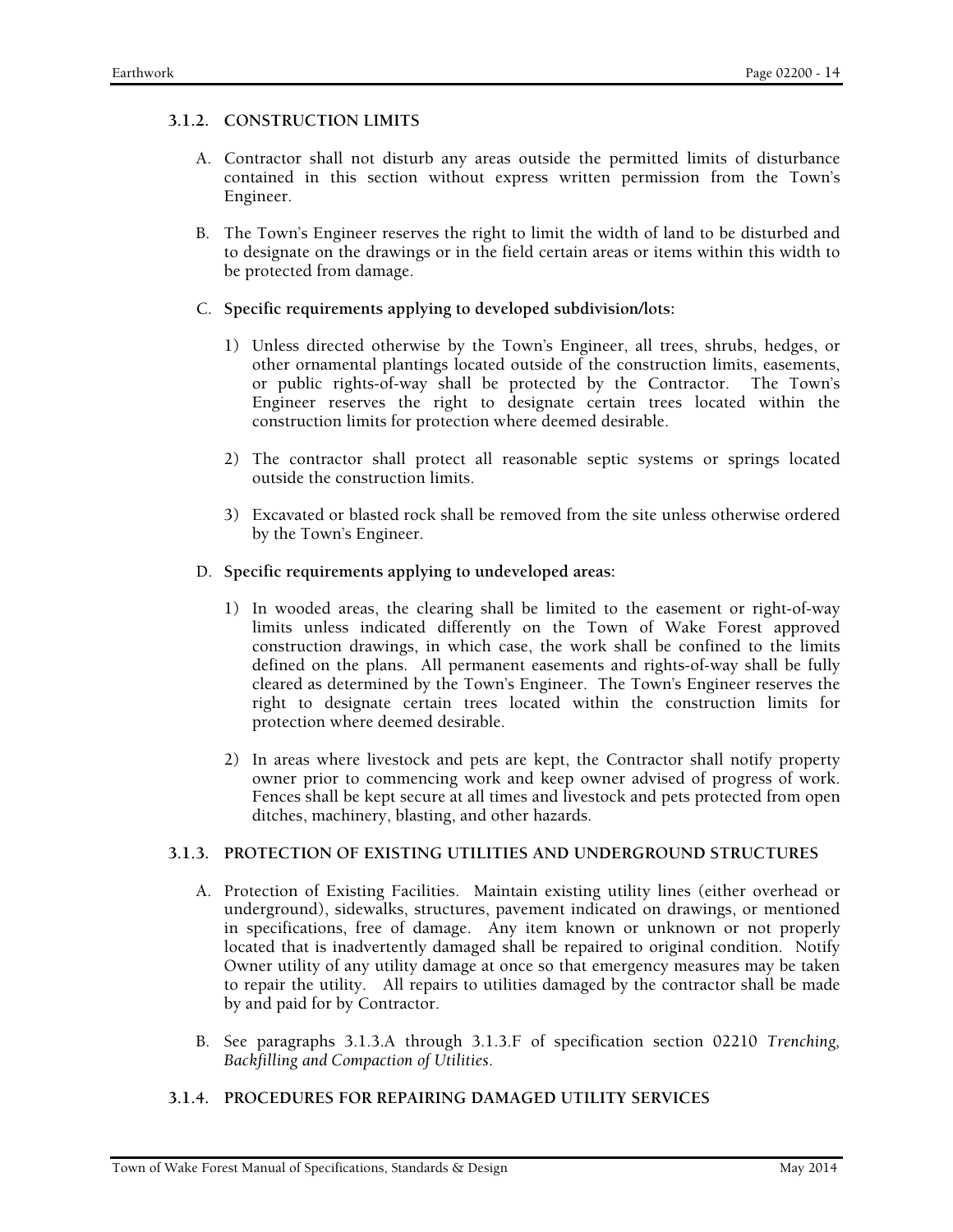### 3.1.2. CONSTRUCTION LIMITS

A. Contractor shall not disturb any areas outside the permitted limits of disturbance contained in this section without express written permission from the Town's Engineer.

B. The Town's Engineer reserves the right to limit the width of land to be disturbed and to designate on the drawings or in the field certain areas or items within this width to be protected from damage.

C. **Specific requirements applying to developed subdivision/lots:**

   1) Unless directed otherwise by the Town's Engineer, all trees, shrubs, hedges, or other ornamental plantings located outside of the construction limits, easements, or public rights-of-way shall be protected by the Contractor. The Town's Engineer reserves the right to designate certain trees located within the construction limits for protection where deemed desirable.

   2) The contractor shall protect all reasonable septic systems or springs located outside the construction limits.

   3) Excavated or blasted rock shall be removed from the site unless otherwise ordered by the Town's Engineer.

D. **Specific requirements applying to undeveloped areas:**

   1) In wooded areas, the clearing shall be limited to the easement or right-of-way limits unless indicated differently on the Town of Wake Forest approved construction drawings, in which case, the work shall be confined to the limits defined on the plans. All permanent easements and rights-of-way shall be fully cleared as determined by the Town's Engineer. The Town's Engineer reserves the right to designate certain trees located within the construction limits for protection where deemed desirable.

   2) In areas where livestock and pets are kept, the Contractor shall notify property owner prior to commencing work and keep owner advised of progress of work. Fences shall be kept secure at all times and livestock and pets protected from open ditches, machinery, blasting, and other hazards.

### 3.1.3. PROTECTION OF EXISTING UTILITIES AND UNDERGROUND STRUCTURES

A. Protection of Existing Facilities. Maintain existing utility lines (either overhead or underground), sidewalks, structures, pavement indicated on drawings, or mentioned in specifications, free of damage. Any item known or unknown or not properly located that is inadvertently damaged shall be repaired to original condition. Notify Owner utility of any utility damage at once so that emergency measures may be taken to repair the utility. All repairs to utilities damaged by the contractor shall be made by and paid for by Contractor.

B. See paragraphs 3.1.3.A through 3.1.3.F of specification section 02210 *Trenching, Backfilling and Compaction of Utilities*.

### 3.1.4. PROCEDURES FOR REPAIRING DAMAGED UTILITY SERVICES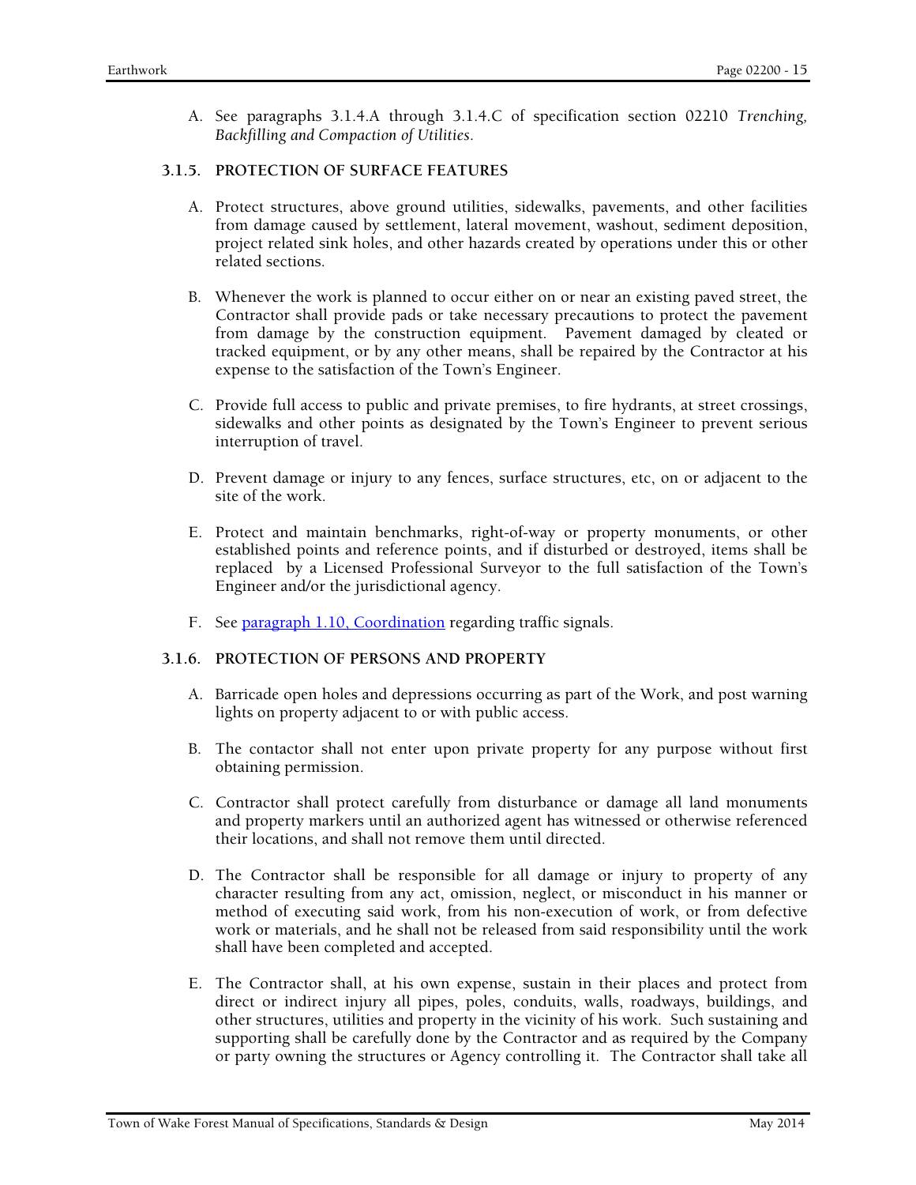A. See paragraphs 3.1.4.A through 3.1.4.C of specification section 02210 *Trenching, Backfilling and Compaction of Utilities*.

### 3.1.5. PROTECTION OF SURFACE FEATURES

A. Protect structures, above ground utilities, sidewalks, pavements, and other facilities from damage caused by settlement, lateral movement, washout, sediment deposition, project related sink holes, and other hazards created by operations under this or other related sections.

B. Whenever the work is planned to occur either on or near an existing paved street, the Contractor shall provide pads or take necessary precautions to protect the pavement from damage by the construction equipment. Pavement damaged by cleated or tracked equipment, or by any other means, shall be repaired by the Contractor at his expense to the satisfaction of the Town's Engineer.

C. Provide full access to public and private premises, to fire hydrants, at street crossings, sidewalks and other points as designated by the Town's Engineer to prevent serious interruption of travel.

D. Prevent damage or injury to any fences, surface structures, etc, on or adjacent to the site of the work.

E. Protect and maintain benchmarks, right-of-way or property monuments, or other established points and reference points, and if disturbed or destroyed, items shall be replaced by a Licensed Professional Surveyor to the full satisfaction of the Town's Engineer and/or the jurisdictional agency.

F. See paragraph 1.10, Coordination regarding traffic signals.

### 3.1.6. PROTECTION OF PERSONS AND PROPERTY

A. Barricade open holes and depressions occurring as part of the Work, and post warning lights on property adjacent to or with public access.

B. The contactor shall not enter upon private property for any purpose without first obtaining permission.

C. Contractor shall protect carefully from disturbance or damage all land monuments and property markers until an authorized agent has witnessed or otherwise referenced their locations, and shall not remove them until directed.

D. The Contractor shall be responsible for all damage or injury to property of any character resulting from any act, omission, neglect, or misconduct in his manner or method of executing said work, from his non-execution of work, or from defective work or materials, and he shall not be released from said responsibility until the work shall have been completed and accepted.

E. The Contractor shall, at his own expense, sustain in their places and protect from direct or indirect injury all pipes, poles, conduits, walls, roadways, buildings, and other structures, utilities and property in the vicinity of his work. Such sustaining and supporting shall be carefully done by the Contractor and as required by the Company or party owning the structures or Agency controlling it. The Contractor shall take all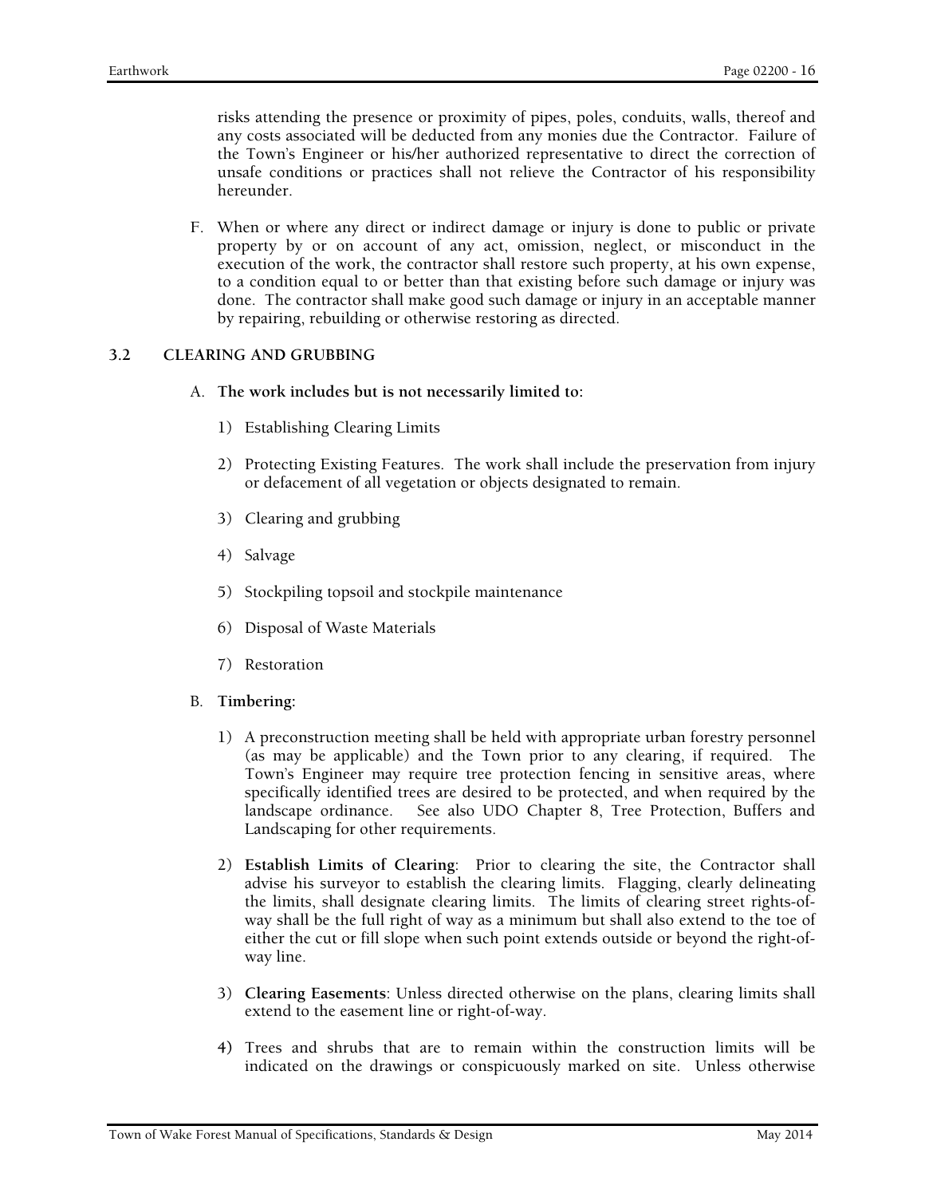risks attending the presence or proximity of pipes, poles, conduits, walls, thereof and any costs associated will be deducted from any monies due the Contractor. Failure of the Town's Engineer or his/her authorized representative to direct the correction of unsafe conditions or practices shall not relieve the Contractor of his responsibility hereunder.

F. When or where any direct or indirect damage or injury is done to public or private property by or on account of any act, omission, neglect, or misconduct in the execution of the work, the contractor shall restore such property, at his own expense, to a condition equal to or better than that existing before such damage or injury was done. The contractor shall make good such damage or injury in an acceptable manner by repairing, rebuilding or otherwise restoring as directed.

### 3.2 CLEARING AND GRUBBING

A. **The work includes but is not necessarily limited to:**

1) Establishing Clearing Limits

2) Protecting Existing Features. The work shall include the preservation from injury or defacement of all vegetation or objects designated to remain.

3) Clearing and grubbing

4) Salvage

5) Stockpiling topsoil and stockpile maintenance

6) Disposal of Waste Materials

7) Restoration

B. **Timbering:**

1) A preconstruction meeting shall be held with appropriate urban forestry personnel (as may be applicable) and the Town prior to any clearing, if required. The Town's Engineer may require tree protection fencing in sensitive areas, where specifically identified trees are desired to be protected, and when required by the landscape ordinance. See also UDO Chapter 8, Tree Protection, Buffers and Landscaping for other requirements.

2) **Establish Limits of Clearing**: Prior to clearing the site, the Contractor shall advise his surveyor to establish the clearing limits. Flagging, clearly delineating the limits, shall designate clearing limits. The limits of clearing street rights-of-way shall be the full right of way as a minimum but shall also extend to the toe of either the cut or fill slope when such point extends outside or beyond the right-of-way line.

3) **Clearing Easements**: Unless directed otherwise on the plans, clearing limits shall extend to the easement line or right-of-way.

4) Trees and shrubs that are to remain within the construction limits will be indicated on the drawings or conspicuously marked on site. Unless otherwise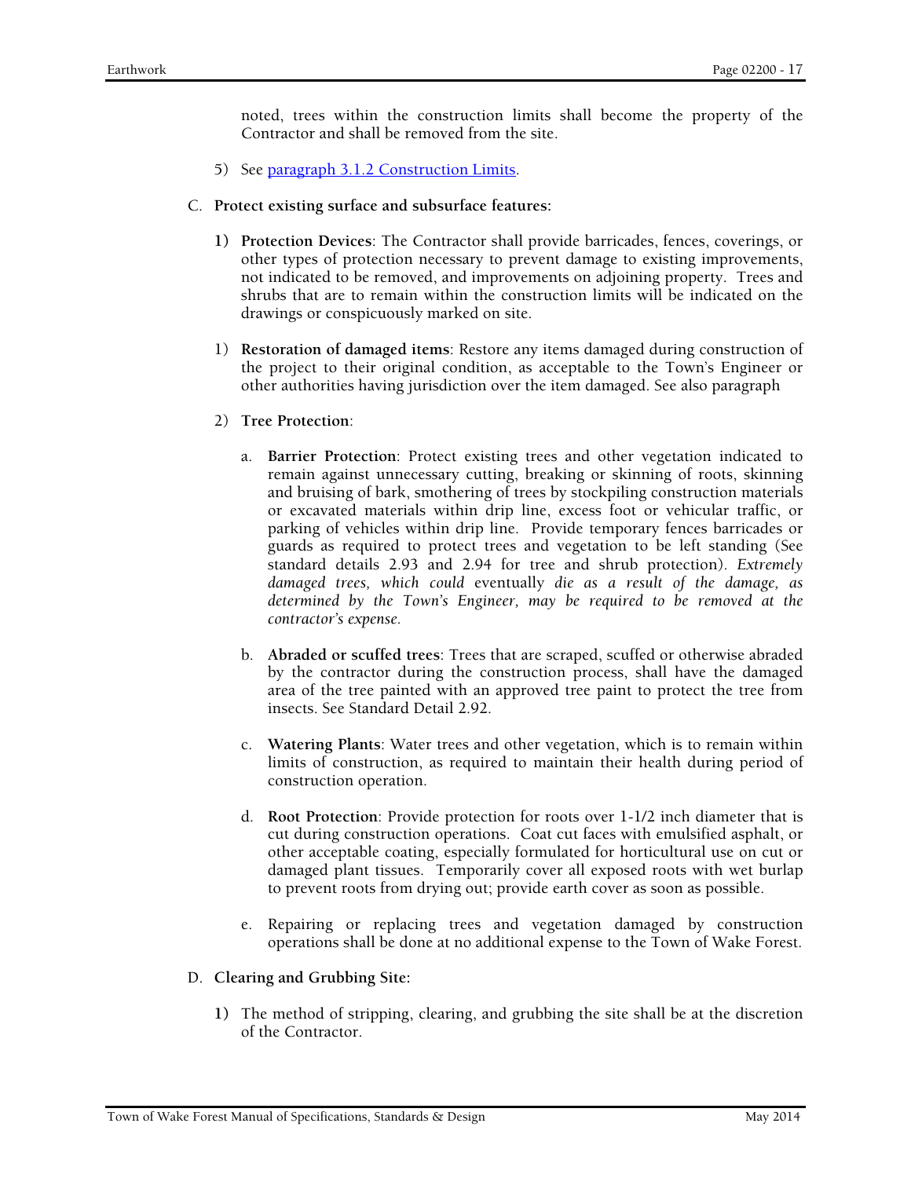noted, trees within the construction limits shall become the property of the Contractor and shall be removed from the site.

5) See [paragraph 3.1.2 Construction Limits](#).

C. **Protect existing surface and subsurface features:**

1) **Protection Devices**: The Contractor shall provide barricades, fences, coverings, or other types of protection necessary to prevent damage to existing improvements, not indicated to be removed, and improvements on adjoining property. Trees and shrubs that are to remain within the construction limits will be indicated on the drawings or conspicuously marked on site.

1) **Restoration of damaged items**: Restore any items damaged during construction of the project to their original condition, as acceptable to the Town's Engineer or other authorities having jurisdiction over the item damaged. See also paragraph

2) **Tree Protection**:

a. **Barrier Protection**: Protect existing trees and other vegetation indicated to remain against unnecessary cutting, breaking or skinning of roots, skinning and bruising of bark, smothering of trees by stockpiling construction materials or excavated materials within drip line, excess foot or vehicular traffic, or parking of vehicles within drip line. Provide temporary fences barricades or guards as required to protect trees and vegetation to be left standing (See standard details 2.93 and 2.94 for tree and shrub protection). *Extremely damaged trees, which could* eventually *die as a result of the damage, as determined by the Town's Engineer, may be required to be removed at the contractor's expense.*

b. **Abraded or scuffed trees**: Trees that are scraped, scuffed or otherwise abraded by the contractor during the construction process, shall have the damaged area of the tree painted with an approved tree paint to protect the tree from insects. See Standard Detail 2.92.

c. **Watering Plants**: Water trees and other vegetation, which is to remain within limits of construction, as required to maintain their health during period of construction operation.

d. **Root Protection**: Provide protection for roots over 1-1/2 inch diameter that is cut during construction operations. Coat cut faces with emulsified asphalt, or other acceptable coating, especially formulated for horticultural use on cut or damaged plant tissues. Temporarily cover all exposed roots with wet burlap to prevent roots from drying out; provide earth cover as soon as possible.

e. Repairing or replacing trees and vegetation damaged by construction operations shall be done at no additional expense to the Town of Wake Forest.

D. **Clearing and Grubbing Site:**

1) The method of stripping, clearing, and grubbing the site shall be at the discretion of the Contractor.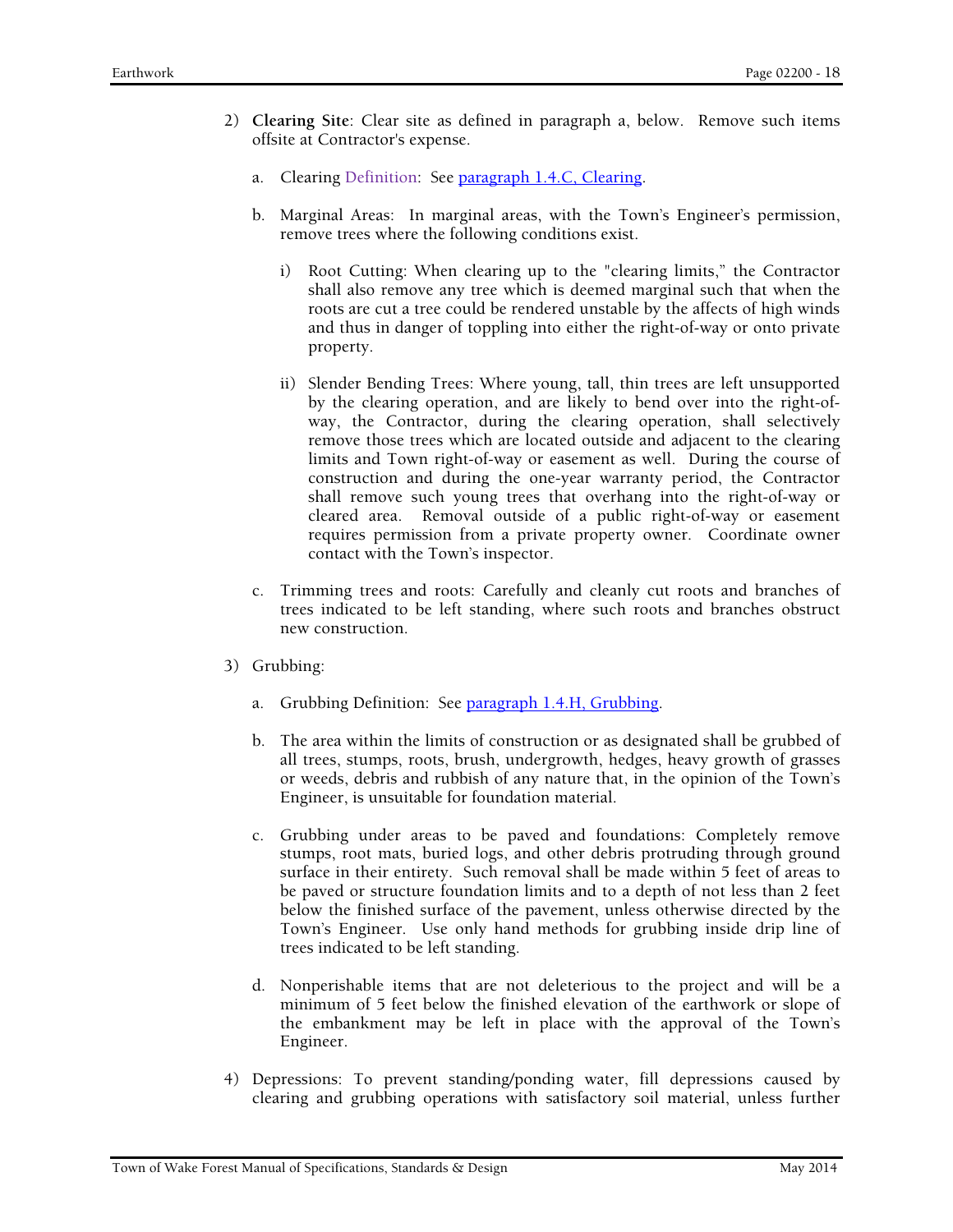2) **Clearing Site**: Clear site as defined in paragraph a, below. Remove such items offsite at Contractor's expense.

   a. Clearing Definition: See paragraph 1.4.C, Clearing.

   b. Marginal Areas: In marginal areas, with the Town's Engineer's permission, remove trees where the following conditions exist.

      i) Root Cutting: When clearing up to the "clearing limits," the Contractor shall also remove any tree which is deemed marginal such that when the roots are cut a tree could be rendered unstable by the affects of high winds and thus in danger of toppling into either the right-of-way or onto private property.

      ii) Slender Bending Trees: Where young, tall, thin trees are left unsupported by the clearing operation, and are likely to bend over into the right-of-way, the Contractor, during the clearing operation, shall selectively remove those trees which are located outside and adjacent to the clearing limits and Town right-of-way or easement as well. During the course of construction and during the one-year warranty period, the Contractor shall remove such young trees that overhang into the right-of-way or cleared area. Removal outside of a public right-of-way or easement requires permission from a private property owner. Coordinate owner contact with the Town's inspector.

   c. Trimming trees and roots: Carefully and cleanly cut roots and branches of trees indicated to be left standing, where such roots and branches obstruct new construction.

3) Grubbing:

   a. Grubbing Definition: See paragraph 1.4.H, Grubbing.

   b. The area within the limits of construction or as designated shall be grubbed of all trees, stumps, roots, brush, undergrowth, hedges, heavy growth of grasses or weeds, debris and rubbish of any nature that, in the opinion of the Town's Engineer, is unsuitable for foundation material.

   c. Grubbing under areas to be paved and foundations: Completely remove stumps, root mats, buried logs, and other debris protruding through ground surface in their entirety. Such removal shall be made within 5 feet of areas to be paved or structure foundation limits and to a depth of not less than 2 feet below the finished surface of the pavement, unless otherwise directed by the Town's Engineer. Use only hand methods for grubbing inside drip line of trees indicated to be left standing.

   d. Nonperishable items that are not deleterious to the project and will be a minimum of 5 feet below the finished elevation of the earthwork or slope of the embankment may be left in place with the approval of the Town's Engineer.

4) Depressions: To prevent standing/ponding water, fill depressions caused by clearing and grubbing operations with satisfactory soil material, unless further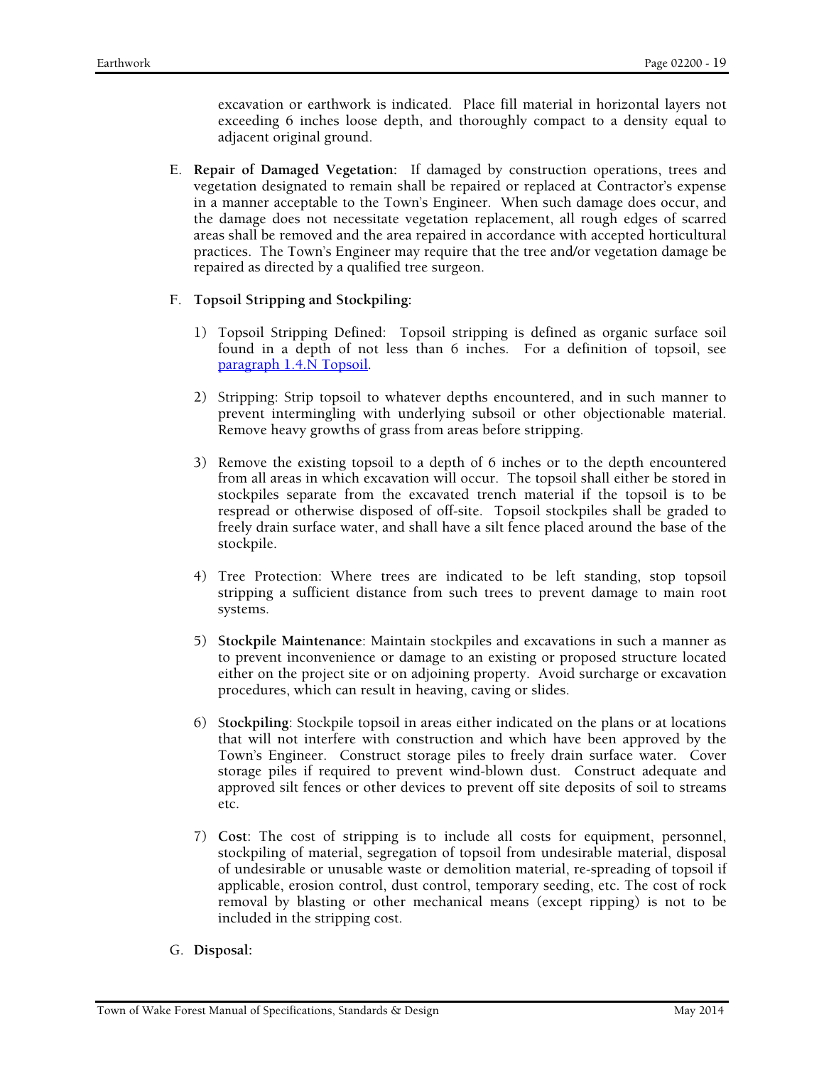excavation or earthwork is indicated. Place fill material in horizontal layers not exceeding 6 inches loose depth, and thoroughly compact to a density equal to adjacent original ground.

E. **Repair of Damaged Vegetation:** If damaged by construction operations, trees and vegetation designated to remain shall be repaired or replaced at Contractor's expense in a manner acceptable to the Town's Engineer. When such damage does occur, and the damage does not necessitate vegetation replacement, all rough edges of scarred areas shall be removed and the area repaired in accordance with accepted horticultural practices. The Town's Engineer may require that the tree and/or vegetation damage be repaired as directed by a qualified tree surgeon.

F. **Topsoil Stripping and Stockpiling:**

1) Topsoil Stripping Defined: Topsoil stripping is defined as organic surface soil found in a depth of not less than 6 inches. For a definition of topsoil, see [paragraph 1.4.N Topsoil](#).

2) Stripping: Strip topsoil to whatever depths encountered, and in such manner to prevent intermingling with underlying subsoil or other objectionable material. Remove heavy growths of grass from areas before stripping.

3) Remove the existing topsoil to a depth of 6 inches or to the depth encountered from all areas in which excavation will occur. The topsoil shall either be stored in stockpiles separate from the excavated trench material if the topsoil is to be respread or otherwise disposed of off-site. Topsoil stockpiles shall be graded to freely drain surface water, and shall have a silt fence placed around the base of the stockpile.

4) Tree Protection: Where trees are indicated to be left standing, stop topsoil stripping a sufficient distance from such trees to prevent damage to main root systems.

5) **Stockpile Maintenance**: Maintain stockpiles and excavations in such a manner as to prevent inconvenience or damage to an existing or proposed structure located either on the project site or on adjoining property. Avoid surcharge or excavation procedures, which can result in heaving, caving or slides.

6) S**tockpiling**: Stockpile topsoil in areas either indicated on the plans or at locations that will not interfere with construction and which have been approved by the Town's Engineer. Construct storage piles to freely drain surface water. Cover storage piles if required to prevent wind-blown dust. Construct adequate and approved silt fences or other devices to prevent off site deposits of soil to streams etc.

7) **Cost**: The cost of stripping is to include all costs for equipment, personnel, stockpiling of material, segregation of topsoil from undesirable material, disposal of undesirable or unusable waste or demolition material, re-spreading of topsoil if applicable, erosion control, dust control, temporary seeding, etc. The cost of rock removal by blasting or other mechanical means (except ripping) is not to be included in the stripping cost.

G. **Disposal:**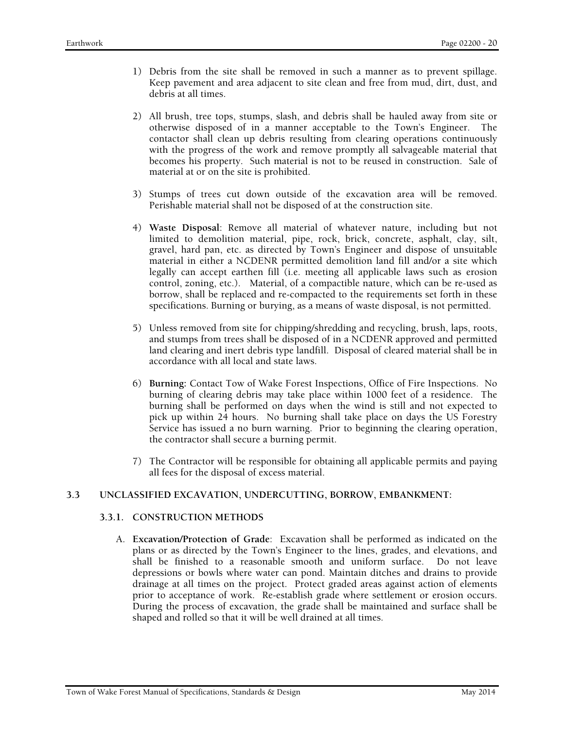1) Debris from the site shall be removed in such a manner as to prevent spillage. Keep pavement and area adjacent to site clean and free from mud, dirt, dust, and debris at all times.

2) All brush, tree tops, stumps, slash, and debris shall be hauled away from site or otherwise disposed of in a manner acceptable to the Town's Engineer. The contactor shall clean up debris resulting from clearing operations continuously with the progress of the work and remove promptly all salvageable material that becomes his property. Such material is not to be reused in construction. Sale of material at or on the site is prohibited.

3) Stumps of trees cut down outside of the excavation area will be removed. Perishable material shall not be disposed of at the construction site.

4) **Waste Disposal**: Remove all material of whatever nature, including but not limited to demolition material, pipe, rock, brick, concrete, asphalt, clay, silt, gravel, hard pan, etc. as directed by Town's Engineer and dispose of unsuitable material in either a NCDENR permitted demolition land fill and/or a site which legally can accept earthen fill (i.e. meeting all applicable laws such as erosion control, zoning, etc.). Material, of a compactible nature, which can be re-used as borrow, shall be replaced and re-compacted to the requirements set forth in these specifications. Burning or burying, as a means of waste disposal, is not permitted.

5) Unless removed from site for chipping/shredding and recycling, brush, laps, roots, and stumps from trees shall be disposed of in a NCDENR approved and permitted land clearing and inert debris type landfill. Disposal of cleared material shall be in accordance with all local and state laws.

6) **Burning:** Contact Tow of Wake Forest Inspections, Office of Fire Inspections. No burning of clearing debris may take place within 1000 feet of a residence. The burning shall be performed on days when the wind is still and not expected to pick up within 24 hours. No burning shall take place on days the US Forestry Service has issued a no burn warning. Prior to beginning the clearing operation, the contractor shall secure a burning permit.

7) The Contractor will be responsible for obtaining all applicable permits and paying all fees for the disposal of excess material.

## 3.3 UNCLASSIFIED EXCAVATION, UNDERCUTTING, BORROW, EMBANKMENT:

### 3.3.1. CONSTRUCTION METHODS

A. **Excavation/Protection of Grade**: Excavation shall be performed as indicated on the plans or as directed by the Town's Engineer to the lines, grades, and elevations, and shall be finished to a reasonable smooth and uniform surface. Do not leave depressions or bowls where water can pond. Maintain ditches and drains to provide drainage at all times on the project. Protect graded areas against action of elements prior to acceptance of work. Re-establish grade where settlement or erosion occurs. During the process of excavation, the grade shall be maintained and surface shall be shaped and rolled so that it will be well drained at all times.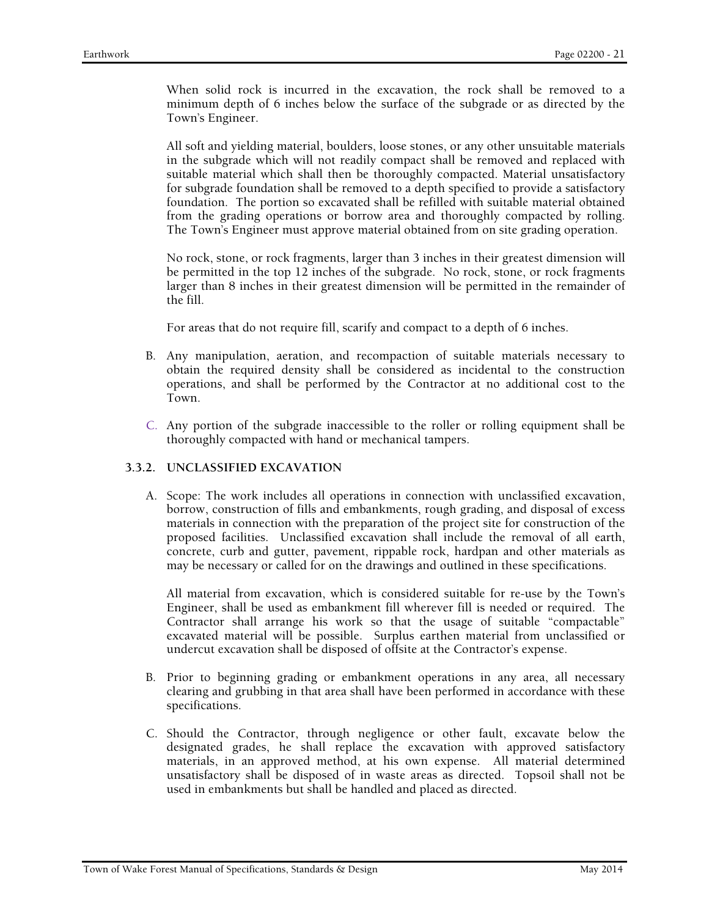When solid rock is incurred in the excavation, the rock shall be removed to a minimum depth of 6 inches below the surface of the subgrade or as directed by the Town's Engineer.

All soft and yielding material, boulders, loose stones, or any other unsuitable materials in the subgrade which will not readily compact shall be removed and replaced with suitable material which shall then be thoroughly compacted. Material unsatisfactory for subgrade foundation shall be removed to a depth specified to provide a satisfactory foundation. The portion so excavated shall be refilled with suitable material obtained from the grading operations or borrow area and thoroughly compacted by rolling. The Town's Engineer must approve material obtained from on site grading operation.

No rock, stone, or rock fragments, larger than 3 inches in their greatest dimension will be permitted in the top 12 inches of the subgrade. No rock, stone, or rock fragments larger than 8 inches in their greatest dimension will be permitted in the remainder of the fill.

For areas that do not require fill, scarify and compact to a depth of 6 inches.

B. Any manipulation, aeration, and recompaction of suitable materials necessary to obtain the required density shall be considered as incidental to the construction operations, and shall be performed by the Contractor at no additional cost to the Town.

C. Any portion of the subgrade inaccessible to the roller or rolling equipment shall be thoroughly compacted with hand or mechanical tampers.

### 3.3.2. UNCLASSIFIED EXCAVATION

A. Scope: The work includes all operations in connection with unclassified excavation, borrow, construction of fills and embankments, rough grading, and disposal of excess materials in connection with the preparation of the project site for construction of the proposed facilities. Unclassified excavation shall include the removal of all earth, concrete, curb and gutter, pavement, rippable rock, hardpan and other materials as may be necessary or called for on the drawings and outlined in these specifications.

All material from excavation, which is considered suitable for re-use by the Town's Engineer, shall be used as embankment fill wherever fill is needed or required. The Contractor shall arrange his work so that the usage of suitable "compactable" excavated material will be possible. Surplus earthen material from unclassified or undercut excavation shall be disposed of offsite at the Contractor's expense.

B. Prior to beginning grading or embankment operations in any area, all necessary clearing and grubbing in that area shall have been performed in accordance with these specifications.

C. Should the Contractor, through negligence or other fault, excavate below the designated grades, he shall replace the excavation with approved satisfactory materials, in an approved method, at his own expense. All material determined unsatisfactory shall be disposed of in waste areas as directed. Topsoil shall not be used in embankments but shall be handled and placed as directed.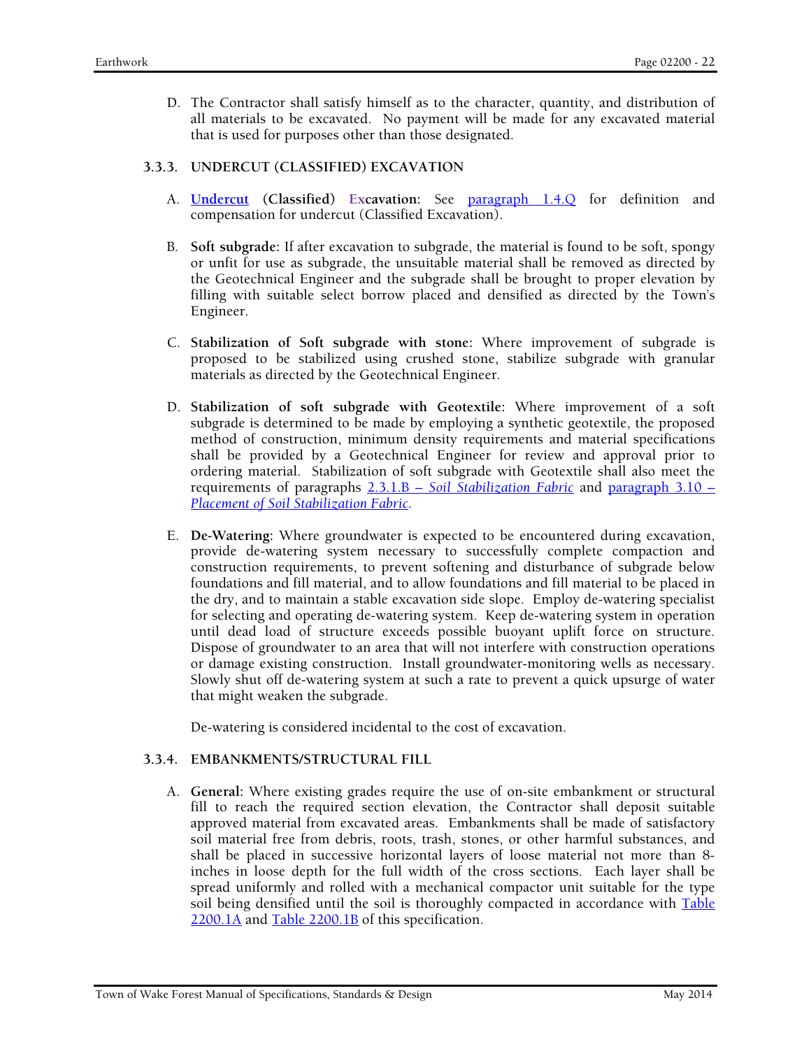D. The Contractor shall satisfy himself as to the character, quantity, and distribution of all materials to be excavated. No payment will be made for any excavated material that is used for purposes other than those designated.

### 3.3.3. UNDERCUT (CLASSIFIED) EXCAVATION

A. **Undercut (Classified) Excavation:** See paragraph 1.4.Q for definition and compensation for undercut (Classified Excavation).

B. **Soft subgrade:** If after excavation to subgrade, the material is found to be soft, spongy or unfit for use as subgrade, the unsuitable material shall be removed as directed by the Geotechnical Engineer and the subgrade shall be brought to proper elevation by filling with suitable select borrow placed and densified as directed by the Town's Engineer.

C. **Stabilization of Soft subgrade with stone:** Where improvement of subgrade is proposed to be stabilized using crushed stone, stabilize subgrade with granular materials as directed by the Geotechnical Engineer.

D. **Stabilization of soft subgrade with Geotextile:** Where improvement of a soft subgrade is determined to be made by employing a synthetic geotextile, the proposed method of construction, minimum density requirements and material specifications shall be provided by a Geotechnical Engineer for review and approval prior to ordering material. Stabilization of soft subgrade with Geotextile shall also meet the requirements of paragraphs 2.3.1.B – *Soil Stabilization Fabric* and paragraph 3.10 – *Placement of Soil Stabilization Fabric*.

E. **De-Watering:** Where groundwater is expected to be encountered during excavation, provide de-watering system necessary to successfully complete compaction and construction requirements, to prevent softening and disturbance of subgrade below foundations and fill material, and to allow foundations and fill material to be placed in the dry, and to maintain a stable excavation side slope. Employ de-watering specialist for selecting and operating de-watering system. Keep de-watering system in operation until dead load of structure exceeds possible buoyant uplift force on structure. Dispose of groundwater to an area that will not interfere with construction operations or damage existing construction. Install groundwater-monitoring wells as necessary. Slowly shut off de-watering system at such a rate to prevent a quick upsurge of water that might weaken the subgrade.

   De-watering is considered incidental to the cost of excavation.

### 3.3.4. EMBANKMENTS/STRUCTURAL FILL

A. **General:** Where existing grades require the use of on-site embankment or structural fill to reach the required section elevation, the Contractor shall deposit suitable approved material from excavated areas. Embankments shall be made of satisfactory soil material free from debris, roots, trash, stones, or other harmful substances, and shall be placed in successive horizontal layers of loose material not more than 8-inches in loose depth for the full width of the cross sections. Each layer shall be spread uniformly and rolled with a mechanical compactor unit suitable for the type soil being densified until the soil is thoroughly compacted in accordance with Table 2200.1A and Table 2200.1B of this specification.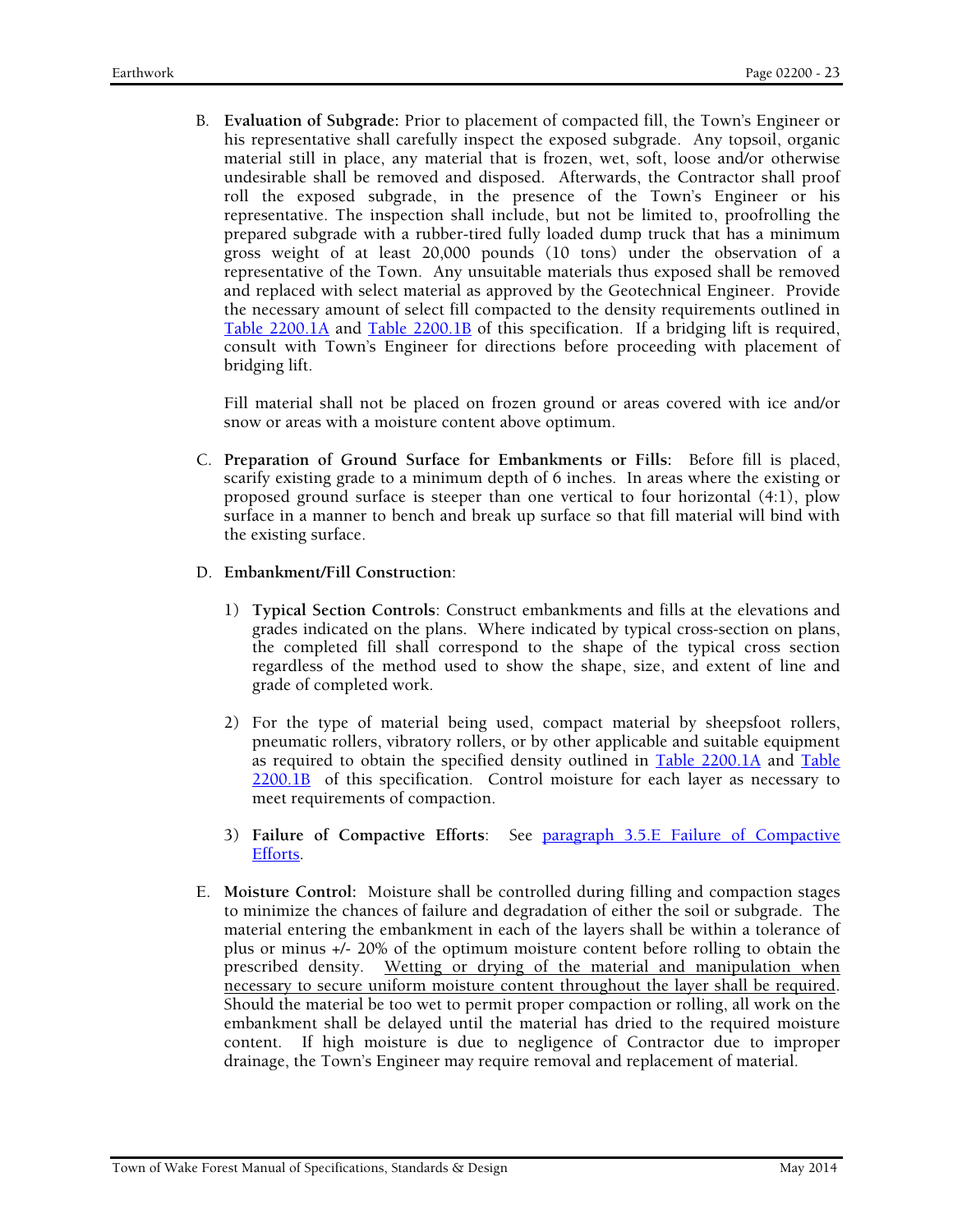B. **Evaluation of Subgrade:** Prior to placement of compacted fill, the Town's Engineer or his representative shall carefully inspect the exposed subgrade. Any topsoil, organic material still in place, any material that is frozen, wet, soft, loose and/or otherwise undesirable shall be removed and disposed. Afterwards, the Contractor shall proof roll the exposed subgrade, in the presence of the Town's Engineer or his representative. The inspection shall include, but not be limited to, proofrolling the prepared subgrade with a rubber-tired fully loaded dump truck that has a minimum gross weight of at least 20,000 pounds (10 tons) under the observation of a representative of the Town. Any unsuitable materials thus exposed shall be removed and replaced with select material as approved by the Geotechnical Engineer. Provide the necessary amount of select fill compacted to the density requirements outlined in Table 2200.1A and Table 2200.1B of this specification. If a bridging lift is required, consult with Town's Engineer for directions before proceeding with placement of bridging lift.

   Fill material shall not be placed on frozen ground or areas covered with ice and/or snow or areas with a moisture content above optimum.

C. **Preparation of Ground Surface for Embankments or Fills:** Before fill is placed, scarify existing grade to a minimum depth of 6 inches. In areas where the existing or proposed ground surface is steeper than one vertical to four horizontal (4:1), plow surface in a manner to bench and break up surface so that fill material will bind with the existing surface.

D. **Embankment/Fill Construction**:

   1) **Typical Section Controls**: Construct embankments and fills at the elevations and grades indicated on the plans. Where indicated by typical cross-section on plans, the completed fill shall correspond to the shape of the typical cross section regardless of the method used to show the shape, size, and extent of line and grade of completed work.

   2) For the type of material being used, compact material by sheepsfoot rollers, pneumatic rollers, vibratory rollers, or by other applicable and suitable equipment as required to obtain the specified density outlined in Table 2200.1A and Table 2200.1B of this specification. Control moisture for each layer as necessary to meet requirements of compaction.

   3) **Failure of Compactive Efforts**: See paragraph 3.5.E Failure of Compactive Efforts.

E. **Moisture Control:** Moisture shall be controlled during filling and compaction stages to minimize the chances of failure and degradation of either the soil or subgrade. The material entering the embankment in each of the layers shall be within a tolerance of plus or minus +/- 20% of the optimum moisture content before rolling to obtain the prescribed density. <u>Wetting or drying of the material and manipulation when necessary to secure uniform moisture content throughout the layer shall be required</u>. Should the material be too wet to permit proper compaction or rolling, all work on the embankment shall be delayed until the material has dried to the required moisture content. If high moisture is due to negligence of Contractor due to improper drainage, the Town's Engineer may require removal and replacement of material.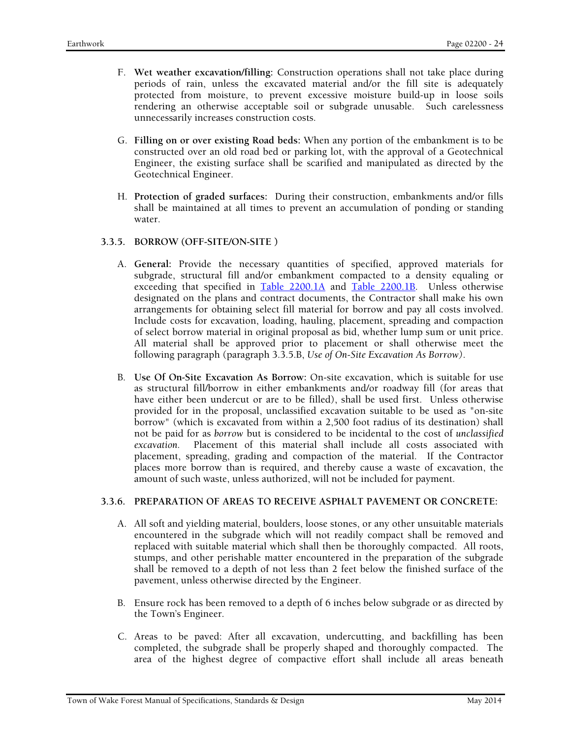F. **Wet weather excavation/filling:** Construction operations shall not take place during periods of rain, unless the excavated material and/or the fill site is adequately protected from moisture, to prevent excessive moisture build-up in loose soils rendering an otherwise acceptable soil or subgrade unusable. Such carelessness unnecessarily increases construction costs.

G. **Filling on or over existing Road beds:** When any portion of the embankment is to be constructed over an old road bed or parking lot, with the approval of a Geotechnical Engineer, the existing surface shall be scarified and manipulated as directed by the Geotechnical Engineer.

H. **Protection of graded surfaces:** During their construction, embankments and/or fills shall be maintained at all times to prevent an accumulation of ponding or standing water.

### 3.3.5. BORROW (OFF-SITE/ON-SITE )

A. **General:** Provide the necessary quantities of specified, approved materials for subgrade, structural fill and/or embankment compacted to a density equaling or exceeding that specified in Table 2200.1A and Table 2200.1B. Unless otherwise designated on the plans and contract documents, the Contractor shall make his own arrangements for obtaining select fill material for borrow and pay all costs involved. Include costs for excavation, loading, hauling, placement, spreading and compaction of select borrow material in original proposal as bid, whether lump sum or unit price. All material shall be approved prior to placement or shall otherwise meet the following paragraph (paragraph 3.3.5.B, *Use of On-Site Excavation As Borrow)*.

B. **Use Of On-Site Excavation As Borrow:** On-site excavation, which is suitable for use as structural fill/borrow in either embankments and/or roadway fill (for areas that have either been undercut or are to be filled), shall be used first. Unless otherwise provided for in the proposal, unclassified excavation suitable to be used as "on-site borrow" (which is excavated from within a 2,500 foot radius of its destination) shall not be paid for as *borrow* but is considered to be incidental to the cost of *unclassified excavation*. Placement of this material shall include all costs associated with placement, spreading, grading and compaction of the material. If the Contractor places more borrow than is required, and thereby cause a waste of excavation, the amount of such waste, unless authorized, will not be included for payment.

### 3.3.6. PREPARATION OF AREAS TO RECEIVE ASPHALT PAVEMENT OR CONCRETE:

A. All soft and yielding material, boulders, loose stones, or any other unsuitable materials encountered in the subgrade which will not readily compact shall be removed and replaced with suitable material which shall then be thoroughly compacted. All roots, stumps, and other perishable matter encountered in the preparation of the subgrade shall be removed to a depth of not less than 2 feet below the finished surface of the pavement, unless otherwise directed by the Engineer.

B. Ensure rock has been removed to a depth of 6 inches below subgrade or as directed by the Town's Engineer.

C. Areas to be paved: After all excavation, undercutting, and backfilling has been completed, the subgrade shall be properly shaped and thoroughly compacted. The area of the highest degree of compactive effort shall include all areas beneath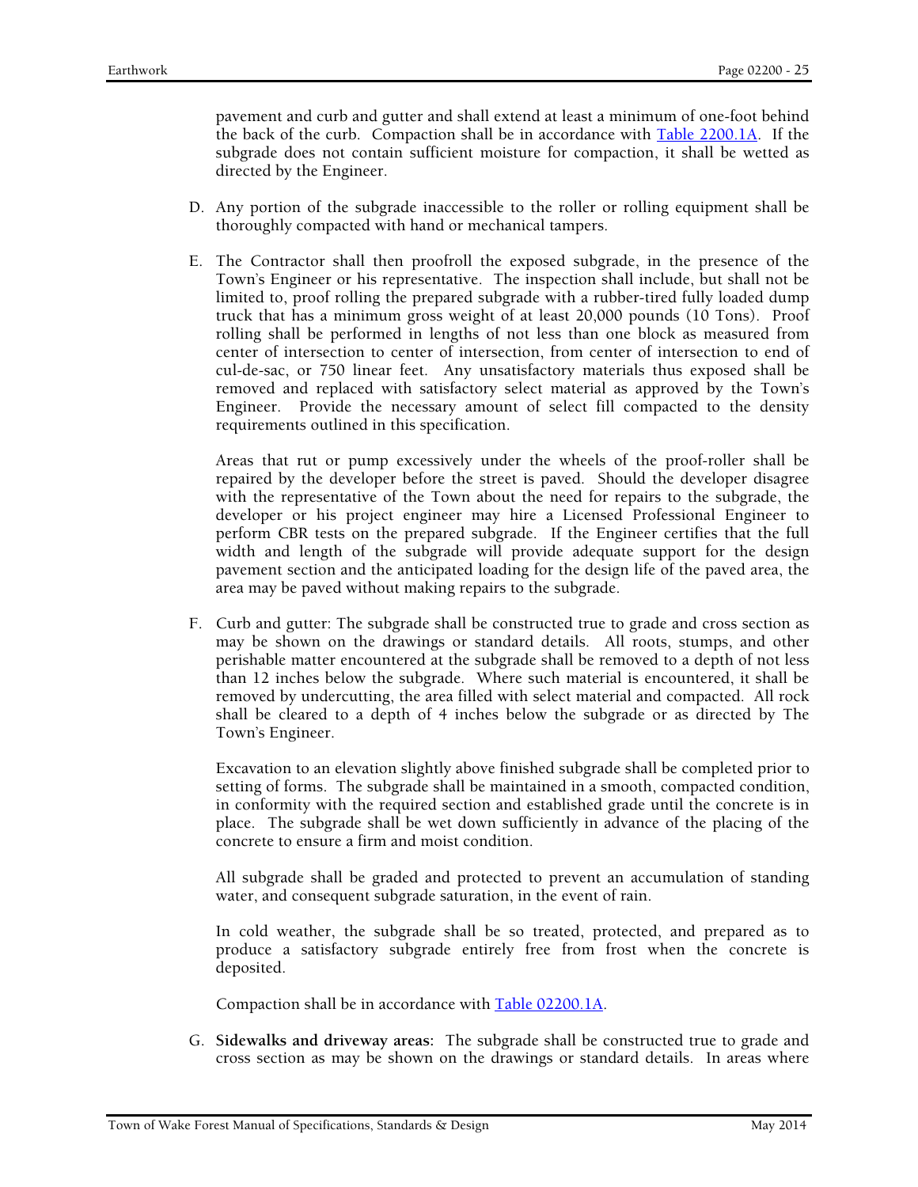pavement and curb and gutter and shall extend at least a minimum of one-foot behind the back of the curb. Compaction shall be in accordance with [Table 2200.1A](). If the subgrade does not contain sufficient moisture for compaction, it shall be wetted as directed by the Engineer.

D. Any portion of the subgrade inaccessible to the roller or rolling equipment shall be thoroughly compacted with hand or mechanical tampers.

E. The Contractor shall then proofroll the exposed subgrade, in the presence of the Town's Engineer or his representative. The inspection shall include, but shall not be limited to, proof rolling the prepared subgrade with a rubber-tired fully loaded dump truck that has a minimum gross weight of at least 20,000 pounds (10 Tons). Proof rolling shall be performed in lengths of not less than one block as measured from center of intersection to center of intersection, from center of intersection to end of cul-de-sac, or 750 linear feet. Any unsatisfactory materials thus exposed shall be removed and replaced with satisfactory select material as approved by the Town's Engineer. Provide the necessary amount of select fill compacted to the density requirements outlined in this specification.

   Areas that rut or pump excessively under the wheels of the proof-roller shall be repaired by the developer before the street is paved. Should the developer disagree with the representative of the Town about the need for repairs to the subgrade, the developer or his project engineer may hire a Licensed Professional Engineer to perform CBR tests on the prepared subgrade. If the Engineer certifies that the full width and length of the subgrade will provide adequate support for the design pavement section and the anticipated loading for the design life of the paved area, the area may be paved without making repairs to the subgrade.

F. Curb and gutter: The subgrade shall be constructed true to grade and cross section as may be shown on the drawings or standard details. All roots, stumps, and other perishable matter encountered at the subgrade shall be removed to a depth of not less than 12 inches below the subgrade. Where such material is encountered, it shall be removed by undercutting, the area filled with select material and compacted. All rock shall be cleared to a depth of 4 inches below the subgrade or as directed by The Town's Engineer.

   Excavation to an elevation slightly above finished subgrade shall be completed prior to setting of forms. The subgrade shall be maintained in a smooth, compacted condition, in conformity with the required section and established grade until the concrete is in place. The subgrade shall be wet down sufficiently in advance of the placing of the concrete to ensure a firm and moist condition.

   All subgrade shall be graded and protected to prevent an accumulation of standing water, and consequent subgrade saturation, in the event of rain.

   In cold weather, the subgrade shall be so treated, protected, and prepared as to produce a satisfactory subgrade entirely free from frost when the concrete is deposited.

   Compaction shall be in accordance with [Table 02200.1A]().

G. **Sidewalks and driveway areas:** The subgrade shall be constructed true to grade and cross section as may be shown on the drawings or standard details. In areas where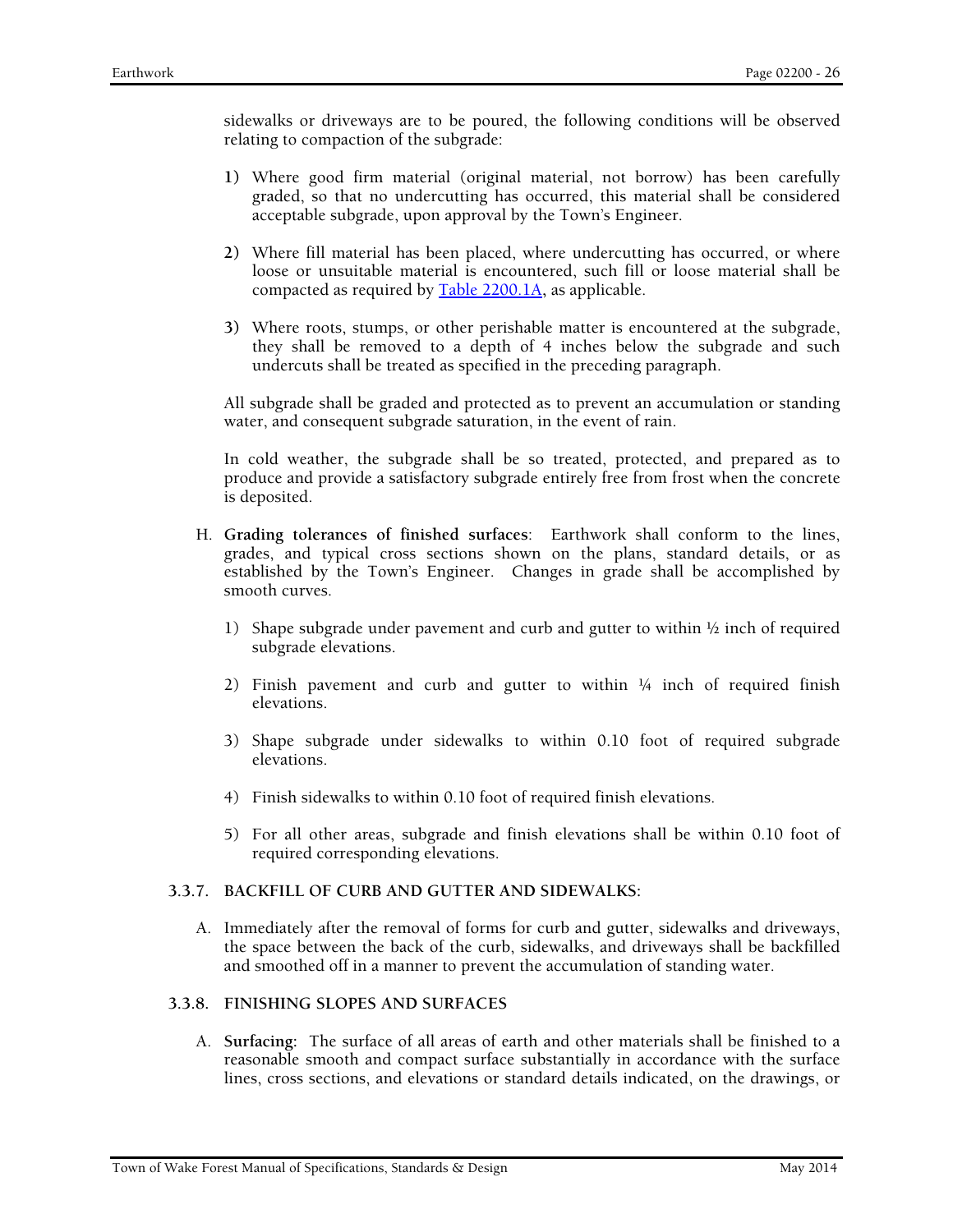sidewalks or driveways are to be poured, the following conditions will be observed relating to compaction of the subgrade:

1) Where good firm material (original material, not borrow) has been carefully graded, so that no undercutting has occurred, this material shall be considered acceptable subgrade, upon approval by the Town's Engineer.

2) Where fill material has been placed, where undercutting has occurred, or where loose or unsuitable material is encountered, such fill or loose material shall be compacted as required by Table 2200.1A, as applicable.

3) Where roots, stumps, or other perishable matter is encountered at the subgrade, they shall be removed to a depth of 4 inches below the subgrade and such undercuts shall be treated as specified in the preceding paragraph.

All subgrade shall be graded and protected as to prevent an accumulation or standing water, and consequent subgrade saturation, in the event of rain.

In cold weather, the subgrade shall be so treated, protected, and prepared as to produce and provide a satisfactory subgrade entirely free from frost when the concrete is deposited.

H. **Grading tolerances of finished surfaces**: Earthwork shall conform to the lines, grades, and typical cross sections shown on the plans, standard details, or as established by the Town's Engineer. Changes in grade shall be accomplished by smooth curves.

1) Shape subgrade under pavement and curb and gutter to within ½ inch of required subgrade elevations.

2) Finish pavement and curb and gutter to within ¼ inch of required finish elevations.

3) Shape subgrade under sidewalks to within 0.10 foot of required subgrade elevations.

4) Finish sidewalks to within 0.10 foot of required finish elevations.

5) For all other areas, subgrade and finish elevations shall be within 0.10 foot of required corresponding elevations.

### 3.3.7. BACKFILL OF CURB AND GUTTER AND SIDEWALKS:

A. Immediately after the removal of forms for curb and gutter, sidewalks and driveways, the space between the back of the curb, sidewalks, and driveways shall be backfilled and smoothed off in a manner to prevent the accumulation of standing water.

### 3.3.8. FINISHING SLOPES AND SURFACES

A. **Surfacing:** The surface of all areas of earth and other materials shall be finished to a reasonable smooth and compact surface substantially in accordance with the surface lines, cross sections, and elevations or standard details indicated, on the drawings, or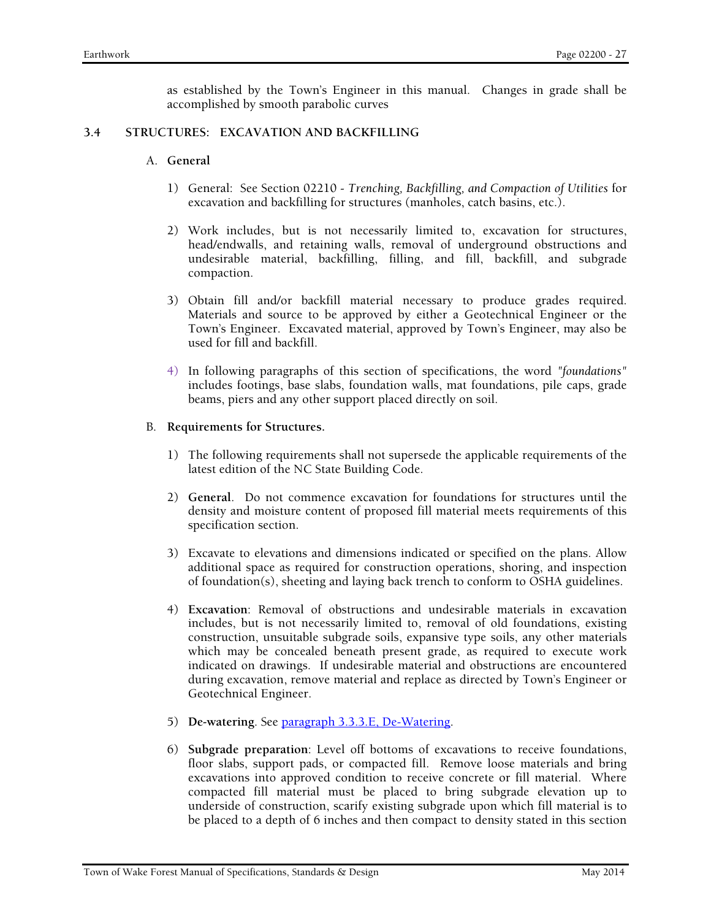as established by the Town's Engineer in this manual. Changes in grade shall be accomplished by smooth parabolic curves

## 3.4 STRUCTURES: EXCAVATION AND BACKFILLING

### A. General

1) General: See Section 02210 - *Trenching, Backfilling, and Compaction of Utilities* for excavation and backfilling for structures (manholes, catch basins, etc.).

2) Work includes, but is not necessarily limited to, excavation for structures, head/endwalls, and retaining walls, removal of underground obstructions and undesirable material, backfilling, filling, and fill, backfill, and subgrade compaction.

3) Obtain fill and/or backfill material necessary to produce grades required. Materials and source to be approved by either a Geotechnical Engineer or the Town's Engineer. Excavated material, approved by Town's Engineer, may also be used for fill and backfill.

4) In following paragraphs of this section of specifications, the word *"foundations"* includes footings, base slabs, foundation walls, mat foundations, pile caps, grade beams, piers and any other support placed directly on soil.

### B. Requirements for Structures.

1) The following requirements shall not supersede the applicable requirements of the latest edition of the NC State Building Code.

2) **General**. Do not commence excavation for foundations for structures until the density and moisture content of proposed fill material meets requirements of this specification section.

3) Excavate to elevations and dimensions indicated or specified on the plans. Allow additional space as required for construction operations, shoring, and inspection of foundation(s), sheeting and laying back trench to conform to OSHA guidelines.

4) **Excavation**: Removal of obstructions and undesirable materials in excavation includes, but is not necessarily limited to, removal of old foundations, existing construction, unsuitable subgrade soils, expansive type soils, any other materials which may be concealed beneath present grade, as required to execute work indicated on drawings. If undesirable material and obstructions are encountered during excavation, remove material and replace as directed by Town's Engineer or Geotechnical Engineer.

5) **De-watering**. See paragraph 3.3.3.E, De-Watering.

6) **Subgrade preparation**: Level off bottoms of excavations to receive foundations, floor slabs, support pads, or compacted fill. Remove loose materials and bring excavations into approved condition to receive concrete or fill material. Where compacted fill material must be placed to bring subgrade elevation up to underside of construction, scarify existing subgrade upon which fill material is to be placed to a depth of 6 inches and then compact to density stated in this section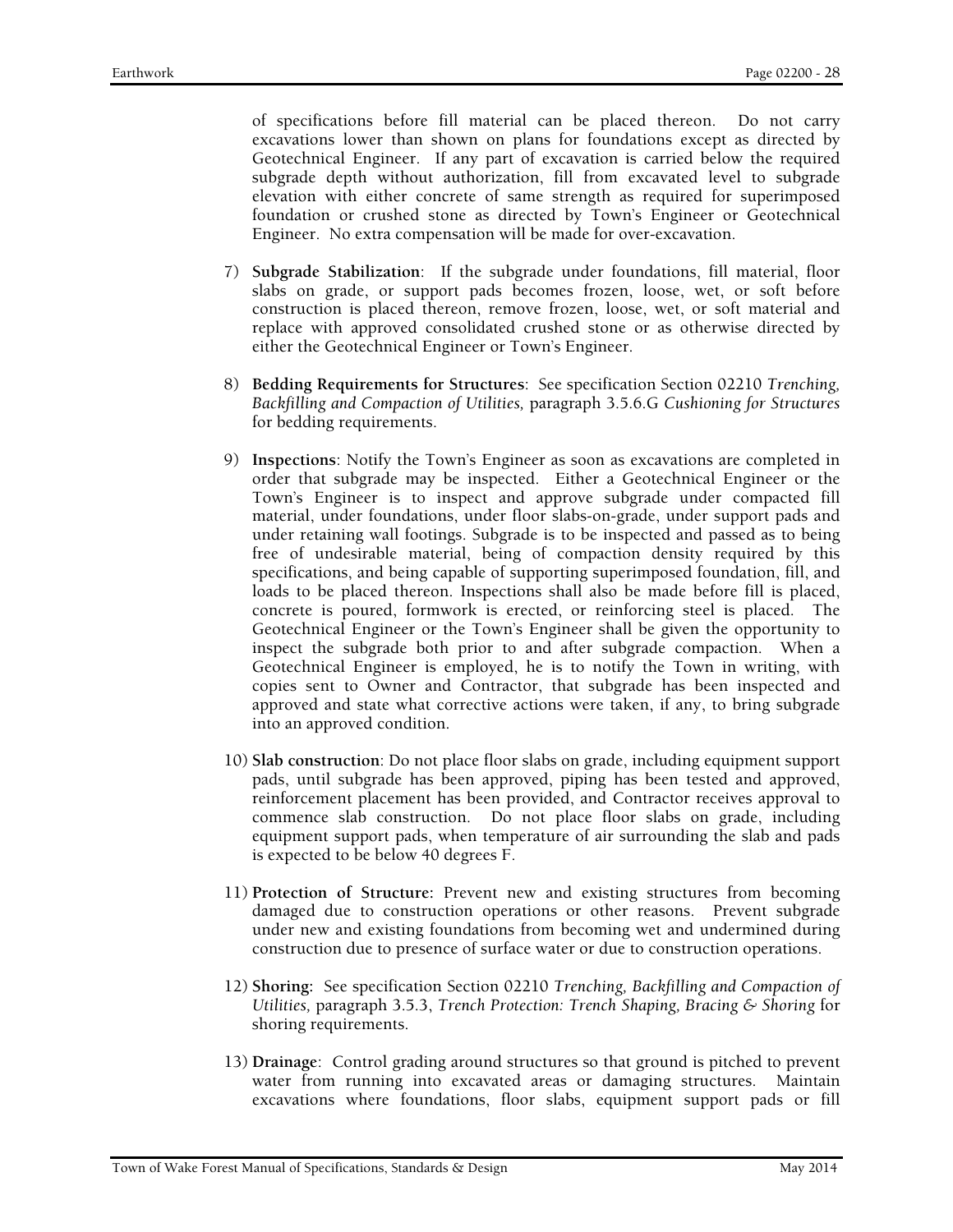of specifications before fill material can be placed thereon. Do not carry excavations lower than shown on plans for foundations except as directed by Geotechnical Engineer. If any part of excavation is carried below the required subgrade depth without authorization, fill from excavated level to subgrade elevation with either concrete of same strength as required for superimposed foundation or crushed stone as directed by Town's Engineer or Geotechnical Engineer. No extra compensation will be made for over-excavation.

7) **Subgrade Stabilization**: If the subgrade under foundations, fill material, floor slabs on grade, or support pads becomes frozen, loose, wet, or soft before construction is placed thereon, remove frozen, loose, wet, or soft material and replace with approved consolidated crushed stone or as otherwise directed by either the Geotechnical Engineer or Town's Engineer.

8) **Bedding Requirements for Structures**: See specification Section 02210 *Trenching, Backfilling and Compaction of Utilities,* paragraph 3.5.6.G *Cushioning for Structures* for bedding requirements.

9) **Inspections**: Notify the Town's Engineer as soon as excavations are completed in order that subgrade may be inspected. Either a Geotechnical Engineer or the Town's Engineer is to inspect and approve subgrade under compacted fill material, under foundations, under floor slabs-on-grade, under support pads and under retaining wall footings. Subgrade is to be inspected and passed as to being free of undesirable material, being of compaction density required by this specifications, and being capable of supporting superimposed foundation, fill, and loads to be placed thereon. Inspections shall also be made before fill is placed, concrete is poured, formwork is erected, or reinforcing steel is placed. The Geotechnical Engineer or the Town's Engineer shall be given the opportunity to inspect the subgrade both prior to and after subgrade compaction. When a Geotechnical Engineer is employed, he is to notify the Town in writing, with copies sent to Owner and Contractor, that subgrade has been inspected and approved and state what corrective actions were taken, if any, to bring subgrade into an approved condition.

10) **Slab construction**: Do not place floor slabs on grade, including equipment support pads, until subgrade has been approved, piping has been tested and approved, reinforcement placement has been provided, and Contractor receives approval to commence slab construction. Do not place floor slabs on grade, including equipment support pads, when temperature of air surrounding the slab and pads is expected to be below 40 degrees F.

11) **Protection of Structure:** Prevent new and existing structures from becoming damaged due to construction operations or other reasons. Prevent subgrade under new and existing foundations from becoming wet and undermined during construction due to presence of surface water or due to construction operations.

12) **Shoring:** See specification Section 02210 *Trenching, Backfilling and Compaction of Utilities,* paragraph 3.5.3, *Trench Protection: Trench Shaping, Bracing & Shoring* for shoring requirements.

13) **Drainage**: Control grading around structures so that ground is pitched to prevent water from running into excavated areas or damaging structures. Maintain excavations where foundations, floor slabs, equipment support pads or fill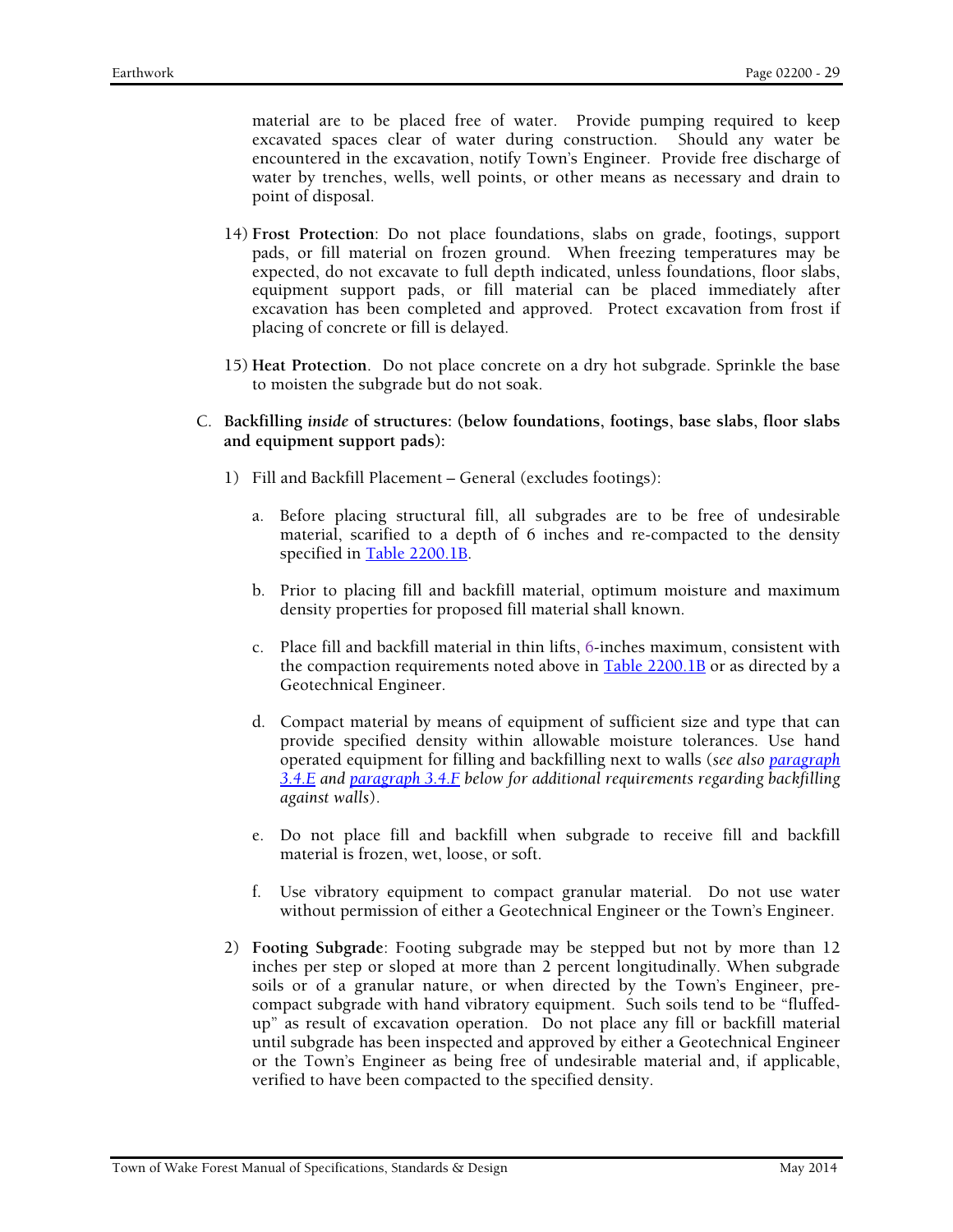material are to be placed free of water. Provide pumping required to keep excavated spaces clear of water during construction. Should any water be encountered in the excavation, notify Town's Engineer. Provide free discharge of water by trenches, wells, well points, or other means as necessary and drain to point of disposal.

14) **Frost Protection**: Do not place foundations, slabs on grade, footings, support pads, or fill material on frozen ground. When freezing temperatures may be expected, do not excavate to full depth indicated, unless foundations, floor slabs, equipment support pads, or fill material can be placed immediately after excavation has been completed and approved. Protect excavation from frost if placing of concrete or fill is delayed.

15) **Heat Protection**. Do not place concrete on a dry hot subgrade. Sprinkle the base to moisten the subgrade but do not soak.

C. **Backfilling *inside* of structures: (below foundations, footings, base slabs, floor slabs and equipment support pads):**

1) Fill and Backfill Placement – General (excludes footings):

a. Before placing structural fill, all subgrades are to be free of undesirable material, scarified to a depth of 6 inches and re-compacted to the density specified in Table 2200.1B.

b. Prior to placing fill and backfill material, optimum moisture and maximum density properties for proposed fill material shall known.

c. Place fill and backfill material in thin lifts, 6-inches maximum, consistent with the compaction requirements noted above in Table 2200.1B or as directed by a Geotechnical Engineer.

d. Compact material by means of equipment of sufficient size and type that can provide specified density within allowable moisture tolerances. Use hand operated equipment for filling and backfilling next to walls (*see also paragraph 3.4.E and paragraph 3.4.F below for additional requirements regarding backfilling against walls*).

e. Do not place fill and backfill when subgrade to receive fill and backfill material is frozen, wet, loose, or soft.

f. Use vibratory equipment to compact granular material. Do not use water without permission of either a Geotechnical Engineer or the Town's Engineer.

2) **Footing Subgrade**: Footing subgrade may be stepped but not by more than 12 inches per step or sloped at more than 2 percent longitudinally. When subgrade soils or of a granular nature, or when directed by the Town's Engineer, pre-compact subgrade with hand vibratory equipment. Such soils tend to be "fluffed-up" as result of excavation operation. Do not place any fill or backfill material until subgrade has been inspected and approved by either a Geotechnical Engineer or the Town's Engineer as being free of undesirable material and, if applicable, verified to have been compacted to the specified density.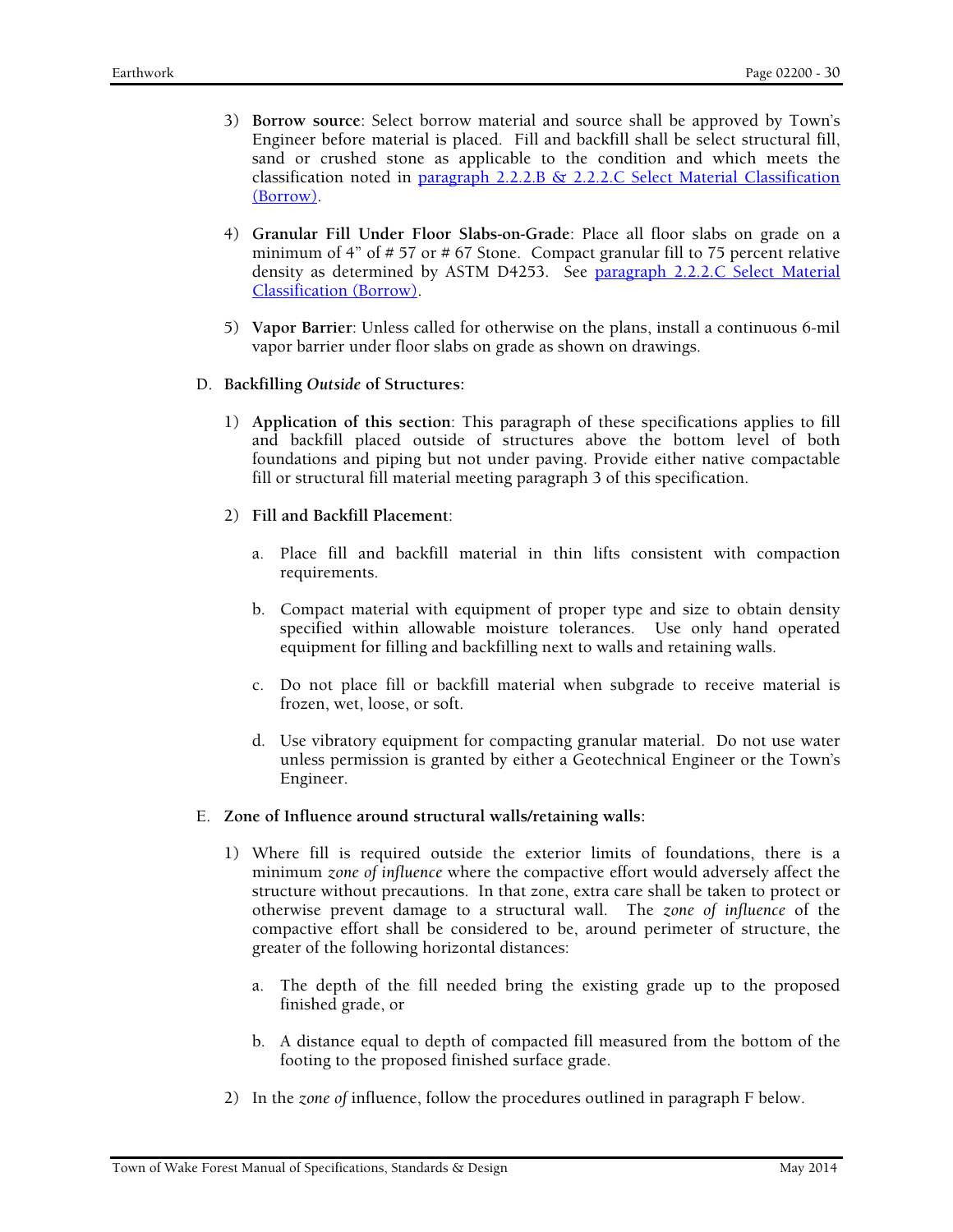3) **Borrow source**: Select borrow material and source shall be approved by Town's Engineer before material is placed. Fill and backfill shall be select structural fill, sand or crushed stone as applicable to the condition and which meets the classification noted in paragraph 2.2.2.B & 2.2.2.C Select Material Classification (Borrow).

4) **Granular Fill Under Floor Slabs-on-Grade**: Place all floor slabs on grade on a minimum of 4" of # 57 or # 67 Stone. Compact granular fill to 75 percent relative density as determined by ASTM D4253. See paragraph 2.2.2.C Select Material Classification (Borrow).

5) **Vapor Barrier**: Unless called for otherwise on the plans, install a continuous 6-mil vapor barrier under floor slabs on grade as shown on drawings.

D. **Backfilling *Outside* of Structures:**

1) **Application of this section**: This paragraph of these specifications applies to fill and backfill placed outside of structures above the bottom level of both foundations and piping but not under paving. Provide either native compactable fill or structural fill material meeting paragraph 3 of this specification.

2) **Fill and Backfill Placement**:

a. Place fill and backfill material in thin lifts consistent with compaction requirements.

b. Compact material with equipment of proper type and size to obtain density specified within allowable moisture tolerances. Use only hand operated equipment for filling and backfilling next to walls and retaining walls.

c. Do not place fill or backfill material when subgrade to receive material is frozen, wet, loose, or soft.

d. Use vibratory equipment for compacting granular material. Do not use water unless permission is granted by either a Geotechnical Engineer or the Town's Engineer.

E. **Zone of Influence around structural walls/retaining walls:**

1) Where fill is required outside the exterior limits of foundations, there is a minimum *zone of influence* where the compactive effort would adversely affect the structure without precautions. In that zone, extra care shall be taken to protect or otherwise prevent damage to a structural wall. The *zone of influence* of the compactive effort shall be considered to be, around perimeter of structure, the greater of the following horizontal distances:

a. The depth of the fill needed bring the existing grade up to the proposed finished grade, or

b. A distance equal to depth of compacted fill measured from the bottom of the footing to the proposed finished surface grade.

2) In the *zone of* influence, follow the procedures outlined in paragraph F below.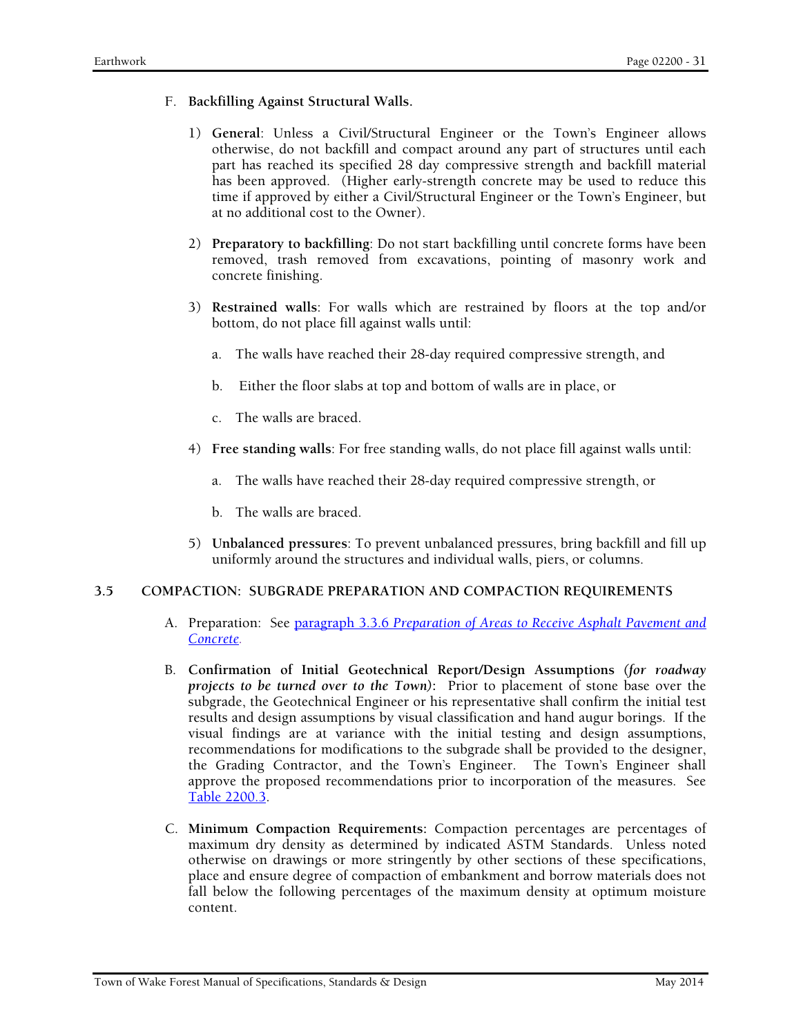F. **Backfilling Against Structural Walls.**

1) **General**: Unless a Civil/Structural Engineer or the Town's Engineer allows otherwise, do not backfill and compact around any part of structures until each part has reached its specified 28 day compressive strength and backfill material has been approved. (Higher early-strength concrete may be used to reduce this time if approved by either a Civil/Structural Engineer or the Town's Engineer, but at no additional cost to the Owner).

2) **Preparatory to backfilling**: Do not start backfilling until concrete forms have been removed, trash removed from excavations, pointing of masonry work and concrete finishing.

3) **Restrained walls**: For walls which are restrained by floors at the top and/or bottom, do not place fill against walls until:

   a. The walls have reached their 28-day required compressive strength, and

   b. Either the floor slabs at top and bottom of walls are in place, or

   c. The walls are braced.

4) **Free standing walls**: For free standing walls, do not place fill against walls until:

   a. The walls have reached their 28-day required compressive strength, or

   b. The walls are braced.

5) **Unbalanced pressures**: To prevent unbalanced pressures, bring backfill and fill up uniformly around the structures and individual walls, piers, or columns.

## 3.5 COMPACTION: SUBGRADE PREPARATION AND COMPACTION REQUIREMENTS

A. Preparation: See paragraph 3.3.6 *Preparation of Areas to Receive Asphalt Pavement and Concrete*.

B. **Confirmation of Initial Geotechnical Report/Design Assumptions** ***(for roadway projects to be turned over to the Town)*:** Prior to placement of stone base over the subgrade, the Geotechnical Engineer or his representative shall confirm the initial test results and design assumptions by visual classification and hand augur borings. If the visual findings are at variance with the initial testing and design assumptions, recommendations for modifications to the subgrade shall be provided to the designer, the Grading Contractor, and the Town's Engineer. The Town's Engineer shall approve the proposed recommendations prior to incorporation of the measures. See Table 2200.3.

C. **Minimum Compaction Requirements:** Compaction percentages are percentages of maximum dry density as determined by indicated ASTM Standards. Unless noted otherwise on drawings or more stringently by other sections of these specifications, place and ensure degree of compaction of embankment and borrow materials does not fall below the following percentages of the maximum density at optimum moisture content.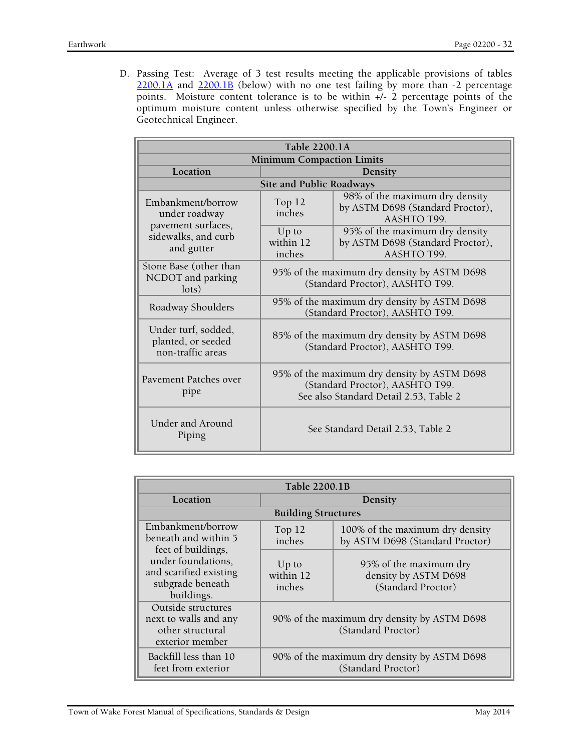D. Passing Test: Average of 3 test results meeting the applicable provisions of tables 2200.1A and 2200.1B (below) with no one test failing by more than -2 percentage points. Moisture content tolerance is to be within +/- 2 percentage points of the optimum moisture content unless otherwise specified by the Town's Engineer or Geotechnical Engineer.

| Table 2200.1A | | |
|---|---|---|
| **Minimum Compaction Limits** | | |
| **Location** | **Density** | |
| **Site and Public Roadways** | | |
| Embankment/borrow under roadway pavement surfaces, sidewalks, and curb and gutter | Top 12 inches | 98% of the maximum dry density by ASTM D698 (Standard Proctor), AASHTO T99. |
| | Up to within 12 inches | 95% of the maximum dry density by ASTM D698 (Standard Proctor), AASHTO T99. |
| Stone Base (other than NCDOT and parking lots) | 95% of the maximum dry density by ASTM D698 (Standard Proctor), AASHTO T99. | |
| Roadway Shoulders | 95% of the maximum dry density by ASTM D698 (Standard Proctor), AASHTO T99. | |
| Under turf, sodded, planted, or seeded non-traffic areas | 85% of the maximum dry density by ASTM D698 (Standard Proctor), AASHTO T99. | |
| Pavement Patches over pipe | 95% of the maximum dry density by ASTM D698 (Standard Proctor), AASHTO T99. See also Standard Detail 2.53, Table 2 | |
| Under and Around Piping | See Standard Detail 2.53, Table 2 | |

| Table 2200.1B | | |
|---|---|---|
| **Location** | **Density** | |
| **Building Structures** | | |
| Embankment/borrow beneath and within 5 feet of buildings, under foundations, and scarified existing subgrade beneath buildings. | Top 12 inches | 100% of the maximum dry density by ASTM D698 (Standard Proctor) |
| | Up to within 12 inches | 95% of the maximum dry density by ASTM D698 (Standard Proctor) |
| Outside structures next to walls and any other structural exterior member | 90% of the maximum dry density by ASTM D698 (Standard Proctor) | |
| Backfill less than 10 feet from exterior | 90% of the maximum dry density by ASTM D698 (Standard Proctor) | |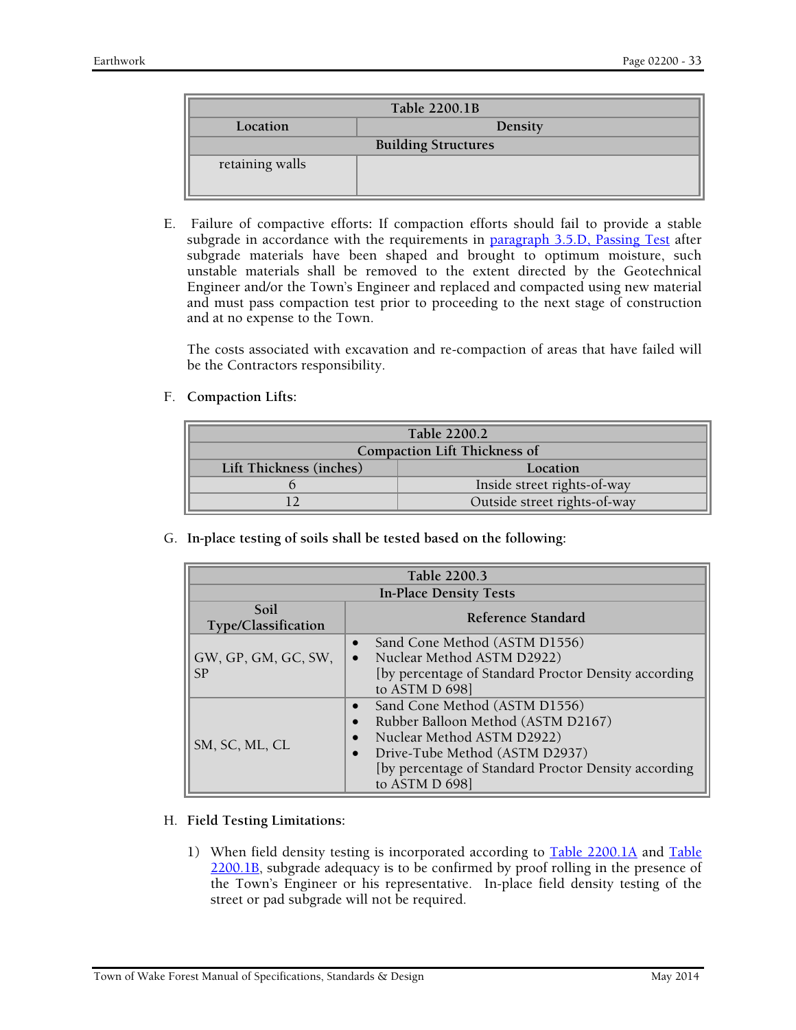| Table 2200.1B | |
|---|---|
| **Location** | **Density** |
| **Building Structures** | |
| retaining walls | |

E. Failure of compactive efforts: If compaction efforts should fail to provide a stable subgrade in accordance with the requirements in [paragraph 3.5.D, Passing Test] after subgrade materials have been shaped and brought to optimum moisture, such unstable materials shall be removed to the extent directed by the Geotechnical Engineer and/or the Town's Engineer and replaced and compacted using new material and must pass compaction test prior to proceeding to the next stage of construction and at no expense to the Town.

The costs associated with excavation and re-compaction of areas that have failed will be the Contractors responsibility.

F. **Compaction Lifts**:

| Table 2200.2 | |
|---|---|
| **Compaction Lift Thickness of** | |
| **Lift Thickness (inches)** | **Location** |
| 6 | Inside street rights-of-way |
| 12 | Outside street rights-of-way |

G. **In-place testing of soils shall be tested based on the following:**

| Table 2200.3 | |
|---|---|
| **In-Place Density Tests** | |
| **Soil Type/Classification** | **Reference Standard** |
| GW, GP, GM, GC, SW, SP | • Sand Cone Method (ASTM D1556)<br>• Nuclear Method ASTM D2922)<br>[by percentage of Standard Proctor Density according to ASTM D 698] |
| SM, SC, ML, CL | • Sand Cone Method (ASTM D1556)<br>• Rubber Balloon Method (ASTM D2167)<br>• Nuclear Method ASTM D2922)<br>• Drive-Tube Method (ASTM D2937)<br>[by percentage of Standard Proctor Density according to ASTM D 698] |

H. **Field Testing Limitations**:

1) When field density testing is incorporated according to Table 2200.1A and Table 2200.1B, subgrade adequacy is to be confirmed by proof rolling in the presence of the Town's Engineer or his representative. In-place field density testing of the street or pad subgrade will not be required.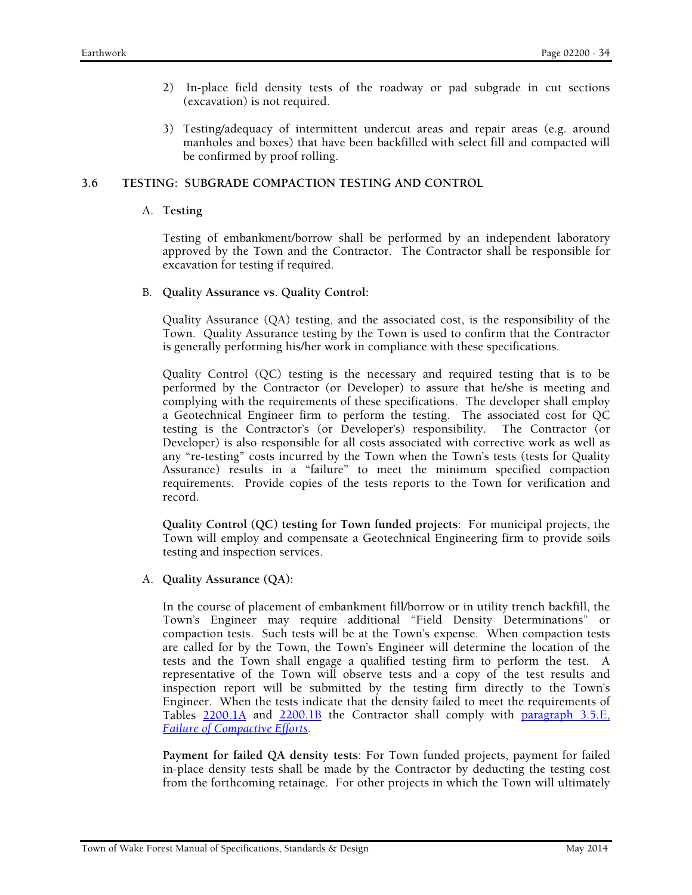2) In-place field density tests of the roadway or pad subgrade in cut sections (excavation) is not required.

3) Testing/adequacy of intermittent undercut areas and repair areas (e.g. around manholes and boxes) that have been backfilled with select fill and compacted will be confirmed by proof rolling.

## 3.6 TESTING: SUBGRADE COMPACTION TESTING AND CONTROL

A. **Testing**

Testing of embankment/borrow shall be performed by an independent laboratory approved by the Town and the Contractor. The Contractor shall be responsible for excavation for testing if required.

B. **Quality Assurance vs. Quality Control:**

Quality Assurance (QA) testing, and the associated cost, is the responsibility of the Town. Quality Assurance testing by the Town is used to confirm that the Contractor is generally performing his/her work in compliance with these specifications.

Quality Control (QC) testing is the necessary and required testing that is to be performed by the Contractor (or Developer) to assure that he/she is meeting and complying with the requirements of these specifications. The developer shall employ a Geotechnical Engineer firm to perform the testing. The associated cost for QC testing is the Contractor's (or Developer's) responsibility. The Contractor (or Developer) is also responsible for all costs associated with corrective work as well as any "re-testing" costs incurred by the Town when the Town's tests (tests for Quality Assurance) results in a "failure" to meet the minimum specified compaction requirements. Provide copies of the tests reports to the Town for verification and record.

**Quality Control (QC) testing for Town funded projects**: For municipal projects, the Town will employ and compensate a Geotechnical Engineering firm to provide soils testing and inspection services.

A. **Quality Assurance (QA):**

In the course of placement of embankment fill/borrow or in utility trench backfill, the Town's Engineer may require additional "Field Density Determinations" or compaction tests. Such tests will be at the Town's expense. When compaction tests are called for by the Town, the Town's Engineer will determine the location of the tests and the Town shall engage a qualified testing firm to perform the test. A representative of the Town will observe tests and a copy of the test results and inspection report will be submitted by the testing firm directly to the Town's Engineer. When the tests indicate that the density failed to meet the requirements of Tables 2200.1A and 2200.1B the Contractor shall comply with paragraph 3.5.E, *Failure of Compactive Efforts*.

**Payment for failed QA density tests**: For Town funded projects, payment for failed in-place density tests shall be made by the Contractor by deducting the testing cost from the forthcoming retainage. For other projects in which the Town will ultimately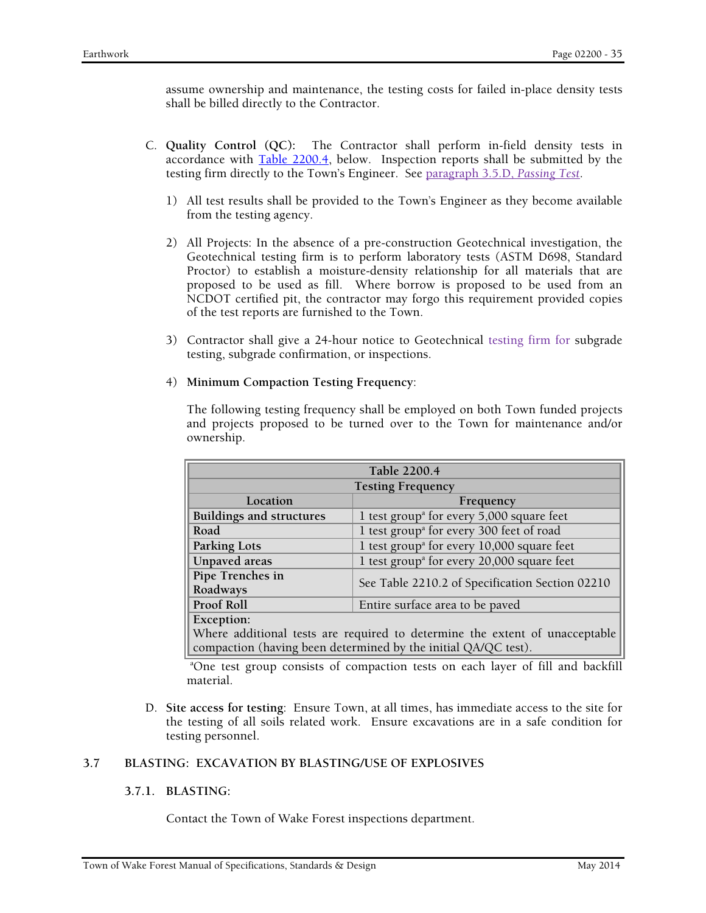assume ownership and maintenance, the testing costs for failed in-place density tests shall be billed directly to the Contractor.

C. **Quality Control (QC):** The Contractor shall perform in-field density tests in accordance with Table 2200.4, below. Inspection reports shall be submitted by the testing firm directly to the Town's Engineer. See paragraph 3.5.D, *Passing Test*.

1) All test results shall be provided to the Town's Engineer as they become available from the testing agency.

2) All Projects: In the absence of a pre-construction Geotechnical investigation, the Geotechnical testing firm is to perform laboratory tests (ASTM D698, Standard Proctor) to establish a moisture-density relationship for all materials that are proposed to be used as fill. Where borrow is proposed to be used from an NCDOT certified pit, the contractor may forgo this requirement provided copies of the test reports are furnished to the Town.

3) Contractor shall give a 24-hour notice to Geotechnical testing firm for subgrade testing, subgrade confirmation, or inspections.

4) **Minimum Compaction Testing Frequency**:

The following testing frequency shall be employed on both Town funded projects and projects proposed to be turned over to the Town for maintenance and/or ownership.

| Table 2200.4 | |
|---|---|
| Testing Frequency | |
| Location | Frequency |
| **Buildings and structures** | 1 test group[a] for every 5,000 square feet |
| **Road** | 1 test group[a] for every 300 feet of road |
| **Parking Lots** | 1 test group[a] for every 10,000 square feet |
| **Unpaved areas** | 1 test group[a] for every 20,000 square feet |
| **Pipe Trenches in Roadways** | See Table 2210.2 of Specification Section 02210 |
| **Proof Roll** | Entire surface area to be paved |
| **Exception:** Where additional tests are required to determine the extent of unacceptable compaction (having been determined by the initial QA/QC test). | |

[a]One test group consists of compaction tests on each layer of fill and backfill material.

D. **Site access for testing**: Ensure Town, at all times, has immediate access to the site for the testing of all soils related work. Ensure excavations are in a safe condition for testing personnel.

## 3.7 BLASTING: EXCAVATION BY BLASTING/USE OF EXPLOSIVES

### 3.7.1. BLASTING:

Contact the Town of Wake Forest inspections department.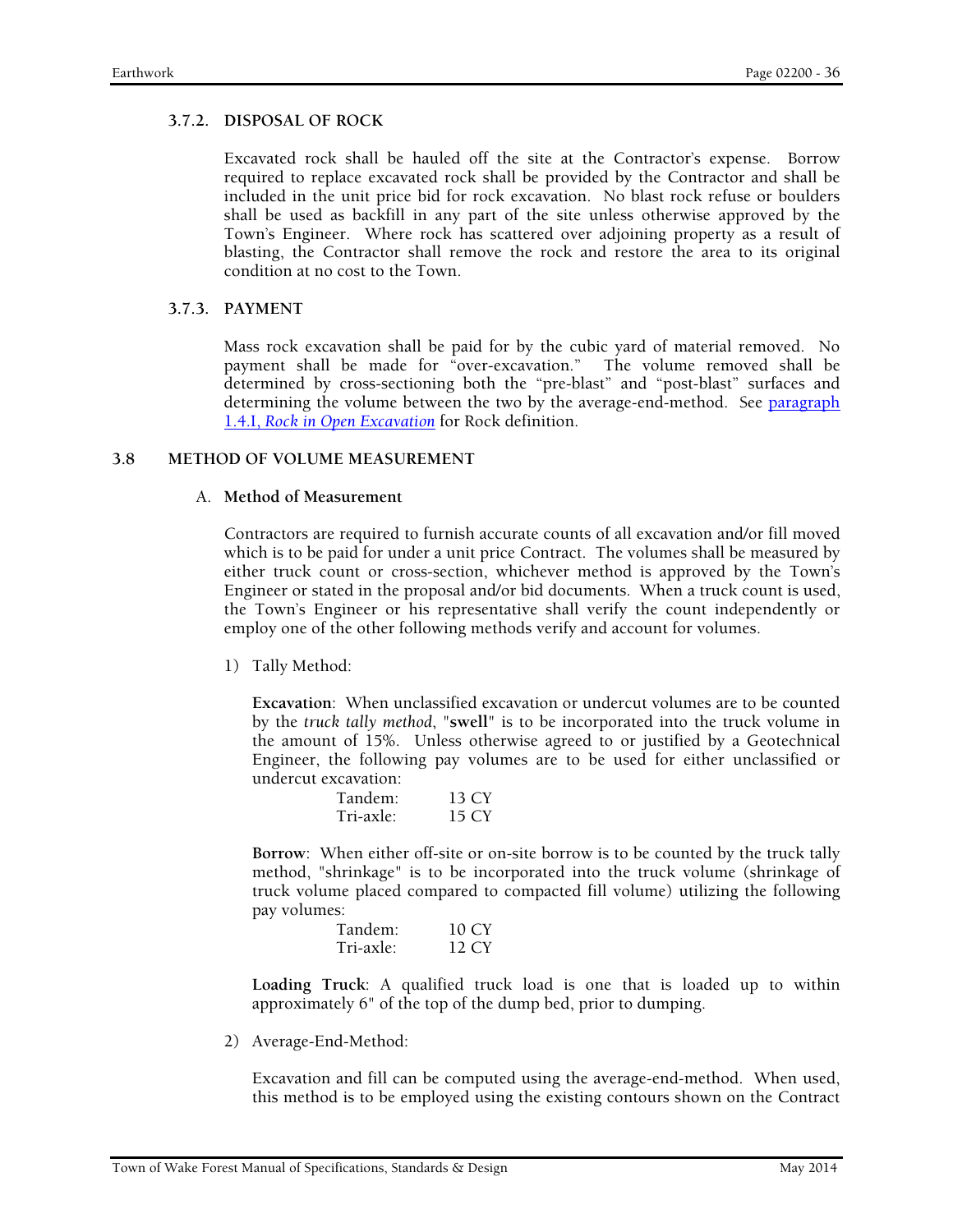### 3.7.2. DISPOSAL OF ROCK

Excavated rock shall be hauled off the site at the Contractor's expense. Borrow required to replace excavated rock shall be provided by the Contractor and shall be included in the unit price bid for rock excavation. No blast rock refuse or boulders shall be used as backfill in any part of the site unless otherwise approved by the Town's Engineer. Where rock has scattered over adjoining property as a result of blasting, the Contractor shall remove the rock and restore the area to its original condition at no cost to the Town.

### 3.7.3. PAYMENT

Mass rock excavation shall be paid for by the cubic yard of material removed. No payment shall be made for "over-excavation." The volume removed shall be determined by cross-sectioning both the "pre-blast" and "post-blast" surfaces and determining the volume between the two by the average-end-method. See paragraph 1.4.I, *Rock in Open Excavation* for Rock definition.

## 3.8 METHOD OF VOLUME MEASUREMENT

A. **Method of Measurement**

Contractors are required to furnish accurate counts of all excavation and/or fill moved which is to be paid for under a unit price Contract. The volumes shall be measured by either truck count or cross-section, whichever method is approved by the Town's Engineer or stated in the proposal and/or bid documents. When a truck count is used, the Town's Engineer or his representative shall verify the count independently or employ one of the other following methods verify and account for volumes.

1) Tally Method:

**Excavation**: When unclassified excavation or undercut volumes are to be counted by the *truck tally method*, "**swell**" is to be incorporated into the truck volume in the amount of 15%. Unless otherwise agreed to or justified by a Geotechnical Engineer, the following pay volumes are to be used for either unclassified or undercut excavation:

| | |
|---|---|
| Tandem: | 13 CY |
| Tri-axle: | 15 CY |

**Borrow**: When either off-site or on-site borrow is to be counted by the truck tally method, "shrinkage" is to be incorporated into the truck volume (shrinkage of truck volume placed compared to compacted fill volume) utilizing the following pay volumes:

| | |
|---|---|
| Tandem: | 10 CY |
| Tri-axle: | 12 CY |

**Loading Truck**: A qualified truck load is one that is loaded up to within approximately 6" of the top of the dump bed, prior to dumping.

2) Average-End-Method:

Excavation and fill can be computed using the average-end-method. When used, this method is to be employed using the existing contours shown on the Contract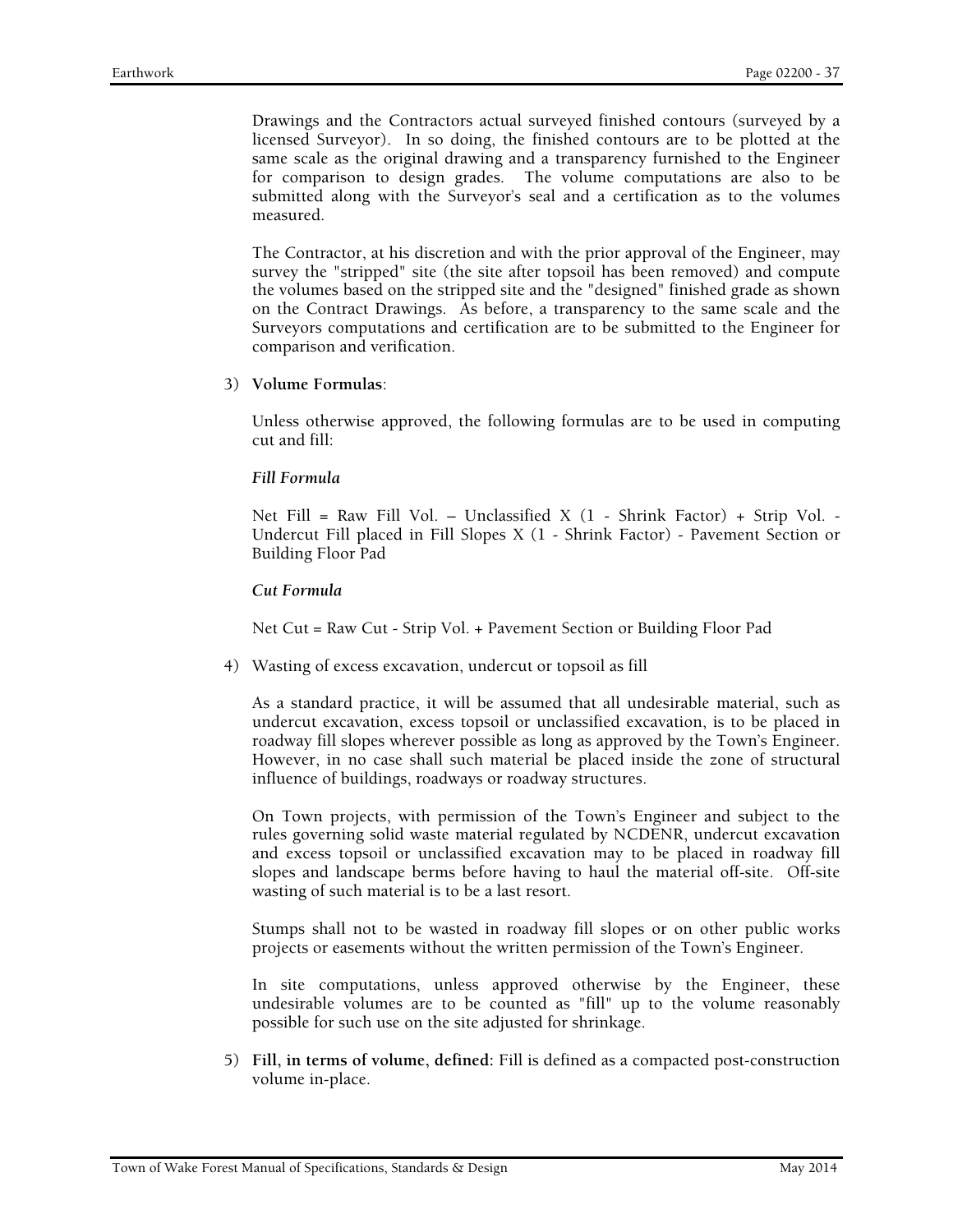Drawings and the Contractors actual surveyed finished contours (surveyed by a licensed Surveyor). In so doing, the finished contours are to be plotted at the same scale as the original drawing and a transparency furnished to the Engineer for comparison to design grades. The volume computations are also to be submitted along with the Surveyor's seal and a certification as to the volumes measured.

The Contractor, at his discretion and with the prior approval of the Engineer, may survey the "stripped" site (the site after topsoil has been removed) and compute the volumes based on the stripped site and the "designed" finished grade as shown on the Contract Drawings. As before, a transparency to the same scale and the Surveyors computations and certification are to be submitted to the Engineer for comparison and verification.

3) **Volume Formulas**:

Unless otherwise approved, the following formulas are to be used in computing cut and fill:

***Fill Formula***

Net Fill = Raw Fill Vol. – Unclassified X (1 - Shrink Factor) + Strip Vol. - Undercut Fill placed in Fill Slopes X (1 - Shrink Factor) - Pavement Section or Building Floor Pad

***Cut Formula***

Net Cut = Raw Cut - Strip Vol. + Pavement Section or Building Floor Pad

4) Wasting of excess excavation, undercut or topsoil as fill

As a standard practice, it will be assumed that all undesirable material, such as undercut excavation, excess topsoil or unclassified excavation, is to be placed in roadway fill slopes wherever possible as long as approved by the Town's Engineer. However, in no case shall such material be placed inside the zone of structural influence of buildings, roadways or roadway structures.

On Town projects, with permission of the Town's Engineer and subject to the rules governing solid waste material regulated by NCDENR, undercut excavation and excess topsoil or unclassified excavation may to be placed in roadway fill slopes and landscape berms before having to haul the material off-site. Off-site wasting of such material is to be a last resort.

Stumps shall not to be wasted in roadway fill slopes or on other public works projects or easements without the written permission of the Town's Engineer.

In site computations, unless approved otherwise by the Engineer, these undesirable volumes are to be counted as "fill" up to the volume reasonably possible for such use on the site adjusted for shrinkage.

5) **Fill, in terms of volume, defined:** Fill is defined as a compacted post-construction volume in-place.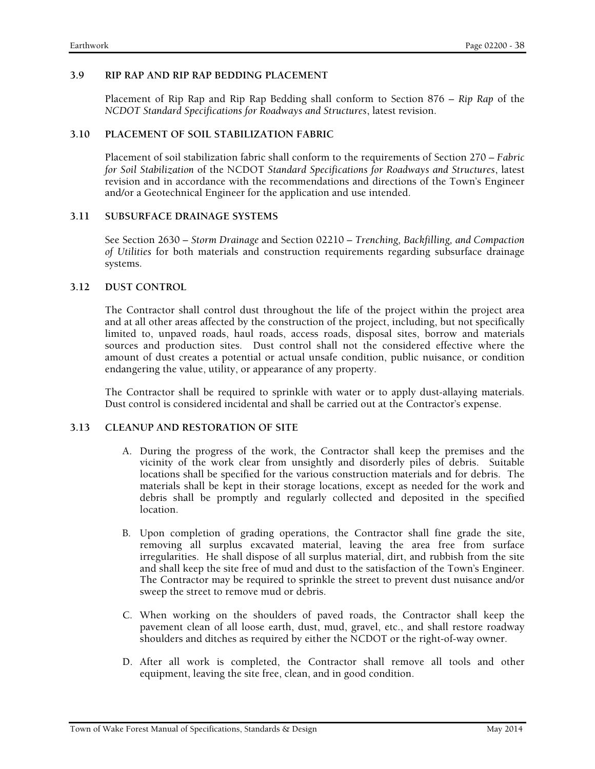### 3.9 RIP RAP AND RIP RAP BEDDING PLACEMENT

Placement of Rip Rap and Rip Rap Bedding shall conform to Section 876 – *Rip Rap* of the *NCDOT Standard Specifications for Roadways and Structures*, latest revision.

### 3.10 PLACEMENT OF SOIL STABILIZATION FABRIC

Placement of soil stabilization fabric shall conform to the requirements of Section 270 – *Fabric for Soil Stabilization* of the NCDOT *Standard Specifications for Roadways and Structures*, latest revision and in accordance with the recommendations and directions of the Town's Engineer and/or a Geotechnical Engineer for the application and use intended.

### 3.11 SUBSURFACE DRAINAGE SYSTEMS

See Section 2630 – *Storm Drainage* and Section 02210 – *Trenching, Backfilling, and Compaction of Utilities* for both materials and construction requirements regarding subsurface drainage systems.

### 3.12 DUST CONTROL

The Contractor shall control dust throughout the life of the project within the project area and at all other areas affected by the construction of the project, including, but not specifically limited to, unpaved roads, haul roads, access roads, disposal sites, borrow and materials sources and production sites. Dust control shall not the considered effective where the amount of dust creates a potential or actual unsafe condition, public nuisance, or condition endangering the value, utility, or appearance of any property.

The Contractor shall be required to sprinkle with water or to apply dust-allaying materials. Dust control is considered incidental and shall be carried out at the Contractor's expense.

### 3.13 CLEANUP AND RESTORATION OF SITE

A. During the progress of the work, the Contractor shall keep the premises and the vicinity of the work clear from unsightly and disorderly piles of debris. Suitable locations shall be specified for the various construction materials and for debris. The materials shall be kept in their storage locations, except as needed for the work and debris shall be promptly and regularly collected and deposited in the specified location.

B. Upon completion of grading operations, the Contractor shall fine grade the site, removing all surplus excavated material, leaving the area free from surface irregularities. He shall dispose of all surplus material, dirt, and rubbish from the site and shall keep the site free of mud and dust to the satisfaction of the Town's Engineer. The Contractor may be required to sprinkle the street to prevent dust nuisance and/or sweep the street to remove mud or debris.

C. When working on the shoulders of paved roads, the Contractor shall keep the pavement clean of all loose earth, dust, mud, gravel, etc., and shall restore roadway shoulders and ditches as required by either the NCDOT or the right-of-way owner.

D. After all work is completed, the Contractor shall remove all tools and other equipment, leaving the site free, clean, and in good condition.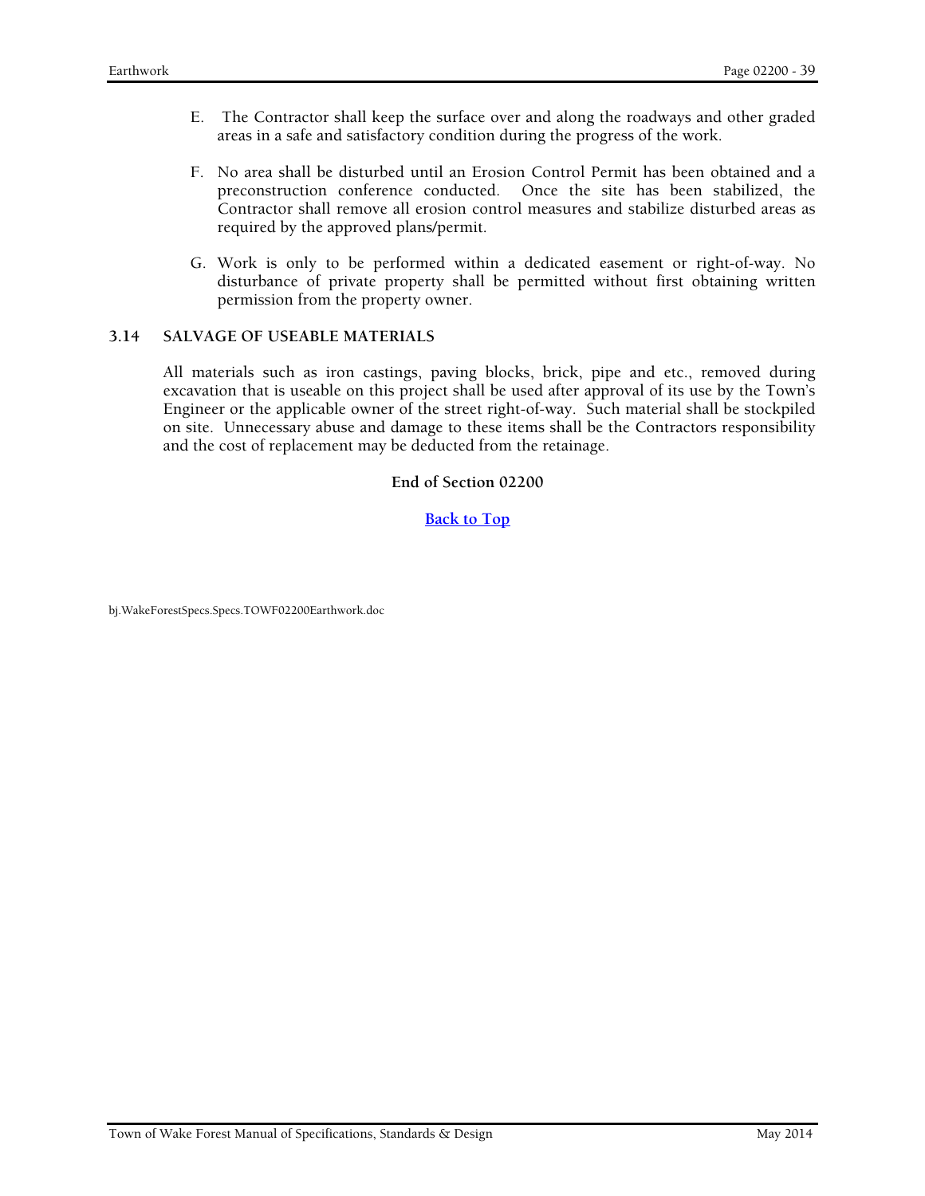E. The Contractor shall keep the surface over and along the roadways and other graded areas in a safe and satisfactory condition during the progress of the work.

F. No area shall be disturbed until an Erosion Control Permit has been obtained and a preconstruction conference conducted. Once the site has been stabilized, the Contractor shall remove all erosion control measures and stabilize disturbed areas as required by the approved plans/permit.

G. Work is only to be performed within a dedicated easement or right-of-way. No disturbance of private property shall be permitted without first obtaining written permission from the property owner.

### 3.14 SALVAGE OF USEABLE MATERIALS

All materials such as iron castings, paving blocks, brick, pipe and etc., removed during excavation that is useable on this project shall be used after approval of its use by the Town's Engineer or the applicable owner of the street right-of-way. Such material shall be stockpiled on site. Unnecessary abuse and damage to these items shall be the Contractors responsibility and the cost of replacement may be deducted from the retainage.

**End of Section 02200**

**Back to Top**

bj.WakeForestSpecs.Specs.TOWF02200Earthwork.doc